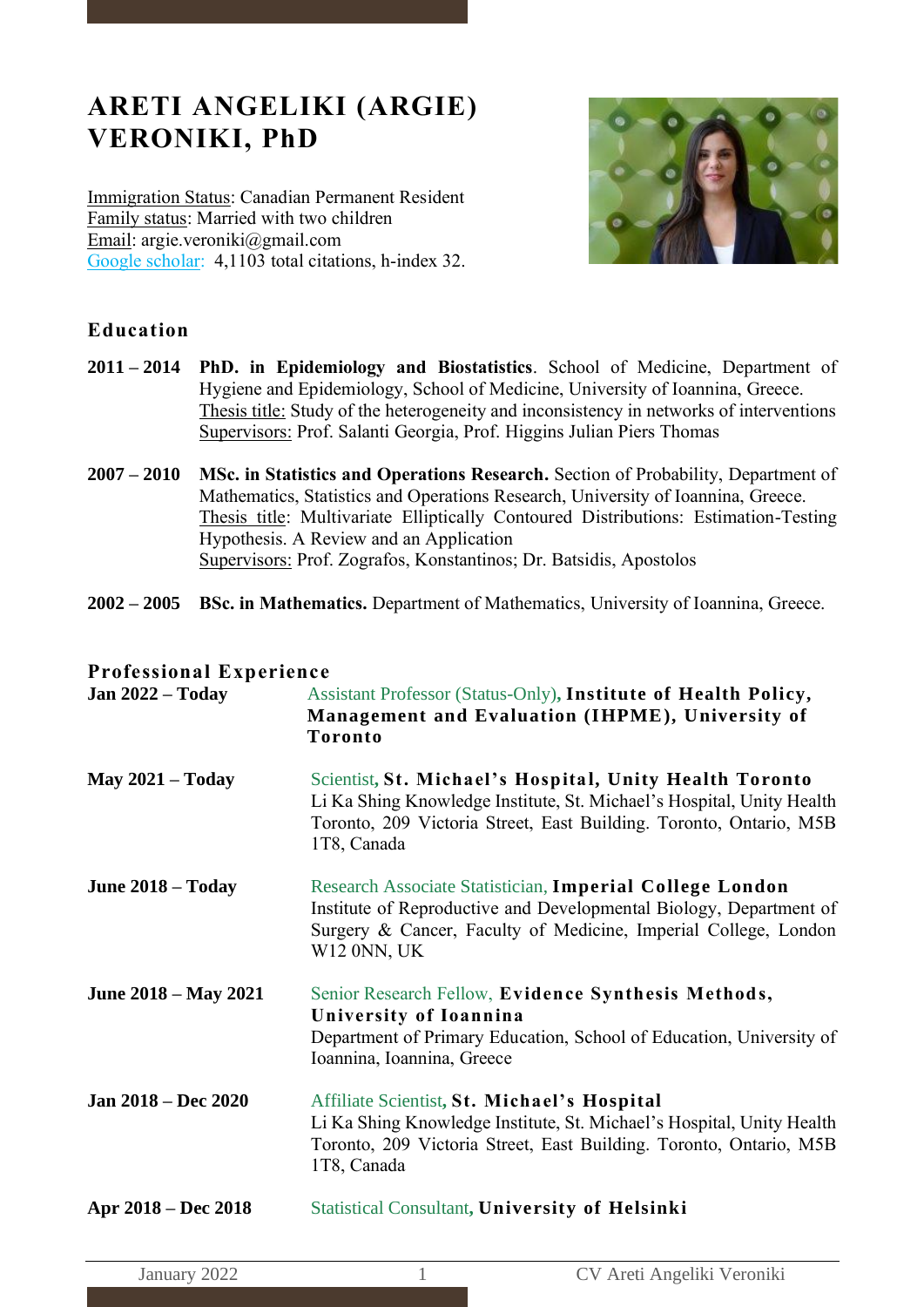# ARETI ANGELIKI (ARGIE) VERONIKI, PhD

Immigration Status: Canadian Permanent Resident
Family status: Married with two children
Email: argie.veroniki@gmail.com
Google scholar: 4,1103 total citations, h-index 32.

## Education

**2011 – 2014** **PhD. in Epidemiology and Biostatistics**. School of Medicine, Department of Hygiene and Epidemiology, School of Medicine, University of Ioannina, Greece.
Thesis title: Study of the heterogeneity and inconsistency in networks of interventions
Supervisors: Prof. Salanti Georgia, Prof. Higgins Julian Piers Thomas

**2007 – 2010** **MSc. in Statistics and Operations Research.** Section of Probability, Department of Mathematics, Statistics and Operations Research, University of Ioannina, Greece.
Thesis title: Multivariate Elliptically Contoured Distributions: Estimation-Testing Hypothesis. A Review and an Application
Supervisors: Prof. Zografos, Konstantinos; Dr. Batsidis, Apostolos

**2002 – 2005** **BSc. in Mathematics.** Department of Mathematics, University of Ioannina, Greece.

## Professional Experience

**Jan 2022 – Today** Assistant Professor (Status-Only), **Institute of Health Policy, Management and Evaluation (IHPME), University of Toronto**

**May 2021 – Today** Scientist, **St. Michael's Hospital, Unity Health Toronto**
Li Ka Shing Knowledge Institute, St. Michael's Hospital, Unity Health Toronto, 209 Victoria Street, East Building. Toronto, Ontario, M5B 1T8, Canada

**June 2018 – Today** Research Associate Statistician, **Imperial College London**
Institute of Reproductive and Developmental Biology, Department of Surgery & Cancer, Faculty of Medicine, Imperial College, London W12 0NN, UK

**June 2018 – May 2021** Senior Research Fellow, **Evidence Synthesis Methods, University of Ioannina**
Department of Primary Education, School of Education, University of Ioannina, Ioannina, Greece

**Jan 2018 – Dec 2020** Affiliate Scientist, **St. Michael's Hospital**
Li Ka Shing Knowledge Institute, St. Michael's Hospital, Unity Health Toronto, 209 Victoria Street, East Building. Toronto, Ontario, M5B 1T8, Canada

**Apr 2018 – Dec 2018** Statistical Consultant, **University of Helsinki**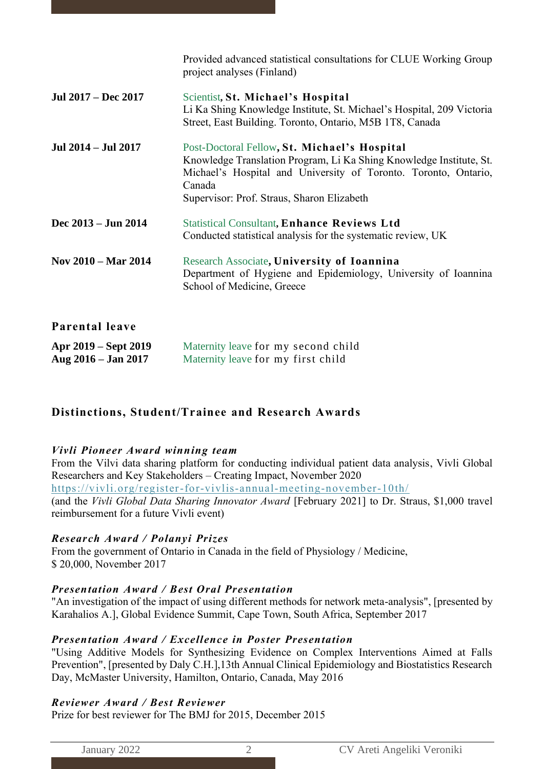Provided advanced statistical consultations for CLUE Working Group project analyses (Finland)

**Jul 2017 – Dec 2017** Scientist, **St. Michael's Hospital**
Li Ka Shing Knowledge Institute, St. Michael's Hospital, 209 Victoria Street, East Building. Toronto, Ontario, M5B 1T8, Canada

**Jul 2014 – Jul 2017** Post-Doctoral Fellow, **St. Michael's Hospital**
Knowledge Translation Program, Li Ka Shing Knowledge Institute, St. Michael's Hospital and University of Toronto. Toronto, Ontario, Canada
Supervisor: Prof. Straus, Sharon Elizabeth

**Dec 2013 – Jun 2014** Statistical Consultant, **Enhance Reviews Ltd**
Conducted statistical analysis for the systematic review, UK

**Nov 2010 – Mar 2014** Research Associate, **University of Ioannina**
Department of Hygiene and Epidemiology, University of Ioannina School of Medicine, Greece

## Parental leave

**Apr 2019 – Sept 2019** Maternity leave for my second child
**Aug 2016 – Jan 2017** Maternity leave for my first child

## Distinctions, Student/Trainee and Research Awards

***Vivli Pioneer Award winning team***
From the Vilvi data sharing platform for conducting individual patient data analysis, Vivli Global Researchers and Key Stakeholders – Creating Impact, November 2020
https://vivli.org/register-for-vivlis-annual-meeting-november-10th/
(and the *Vivli Global Data Sharing Innovator Award* [February 2021] to Dr. Straus, $1,000 travel reimbursement for a future Vivli event)

***Research Award / Polanyi Prizes***
From the government of Ontario in Canada in the field of Physiology / Medicine,
$ 20,000, November 2017

***Presentation Award / Best Oral Presentation***
"An investigation of the impact of using different methods for network meta-analysis", [presented by Karahalios A.], Global Evidence Summit, Cape Town, South Africa, September 2017

***Presentation Award / Excellence in Poster Presentation***
"Using Additive Models for Synthesizing Evidence on Complex Interventions Aimed at Falls Prevention", [presented by Daly C.H.],13th Annual Clinical Epidemiology and Biostatistics Research Day, McMaster University, Hamilton, Ontario, Canada, May 2016

***Reviewer Award / Best Reviewer***
Prize for best reviewer for The BMJ for 2015, December 2015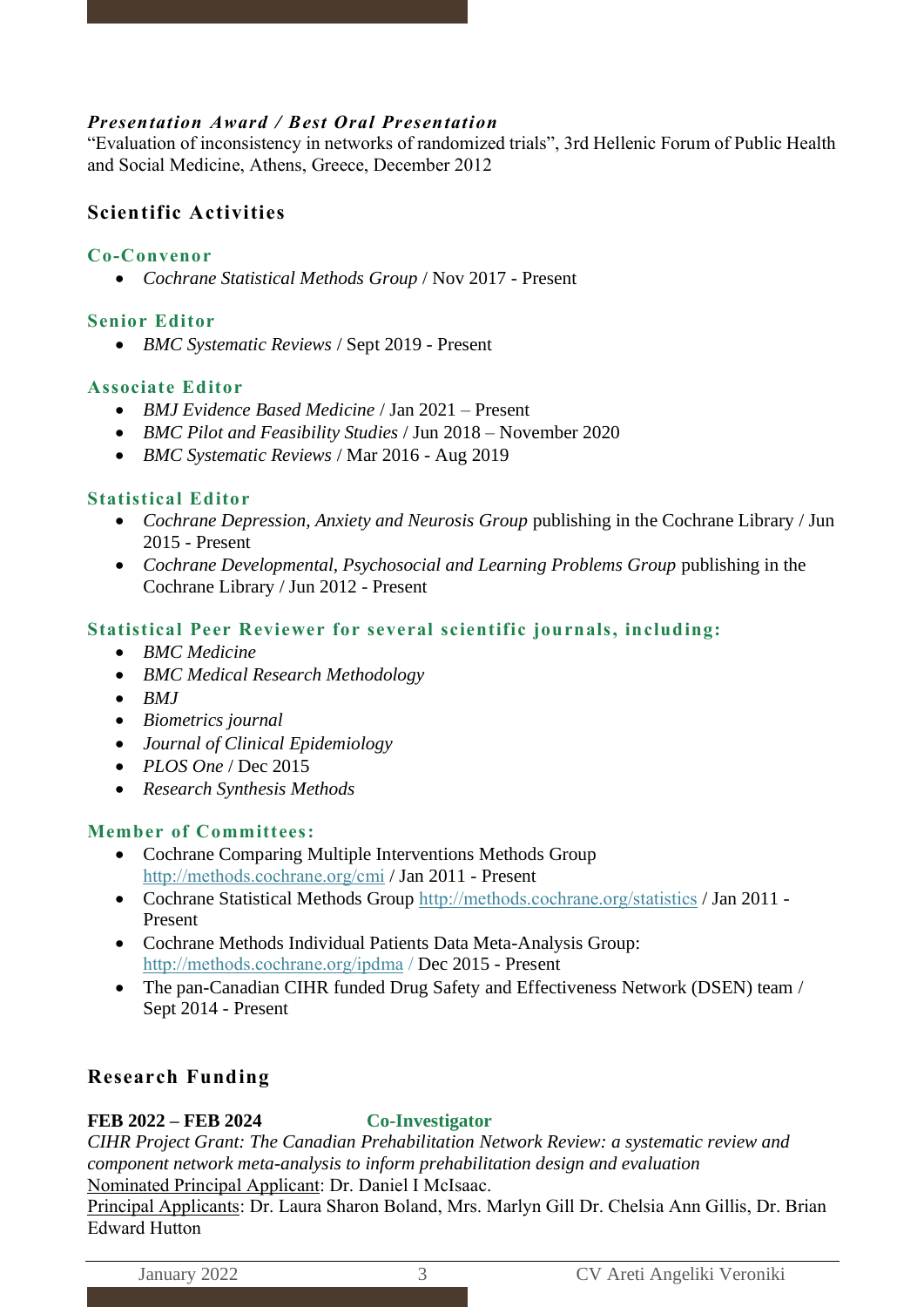***Presentation Award / Best Oral Presentation***
"Evaluation of inconsistency in networks of randomized trials", 3rd Hellenic Forum of Public Health and Social Medicine, Athens, Greece, December 2012

## Scientific Activities

### Co-Convenor

- *Cochrane Statistical Methods Group* / Nov 2017 - Present

### Senior Editor

- *BMC Systematic Reviews* / Sept 2019 - Present

### Associate Editor

- *BMJ Evidence Based Medicine* / Jan 2021 – Present
- *BMC Pilot and Feasibility Studies* / Jun 2018 – November 2020
- *BMC Systematic Reviews* / Mar 2016 - Aug 2019

### Statistical Editor

- *Cochrane Depression, Anxiety and Neurosis Group* publishing in the Cochrane Library / Jun 2015 - Present
- *Cochrane Developmental, Psychosocial and Learning Problems Group* publishing in the Cochrane Library / Jun 2012 - Present

### Statistical Peer Reviewer for several scientific journals, including:

- *BMC Medicine*
- *BMC Medical Research Methodology*
- *BMJ*
- *Biometrics journal*
- *Journal of Clinical Epidemiology*
- *PLOS One* / Dec 2015
- *Research Synthesis Methods*

### Member of Committees:

- Cochrane Comparing Multiple Interventions Methods Group http://methods.cochrane.org/cmi / Jan 2011 - Present
- Cochrane Statistical Methods Group http://methods.cochrane.org/statistics / Jan 2011 - Present
- Cochrane Methods Individual Patients Data Meta-Analysis Group: http://methods.cochrane.org/ipdma / Dec 2015 - Present
- The pan-Canadian CIHR funded Drug Safety and Effectiveness Network (DSEN) team / Sept 2014 - Present

## Research Funding

**FEB 2022 – FEB 2024** **Co-Investigator**
*CIHR Project Grant: The Canadian Prehabilitation Network Review: a systematic review and component network meta-analysis to inform prehabilitation design and evaluation*
Nominated Principal Applicant: Dr. Daniel I McIsaac.
Principal Applicants: Dr. Laura Sharon Boland, Mrs. Marlyn Gill Dr. Chelsia Ann Gillis, Dr. Brian Edward Hutton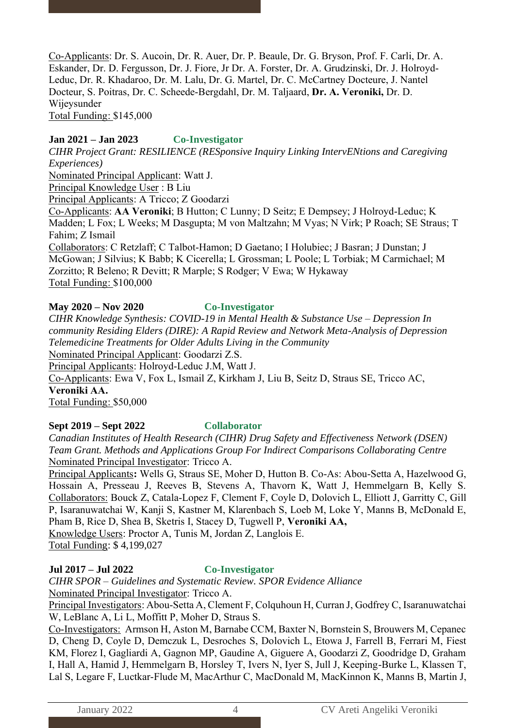Co-Applicants: Dr. S. Aucoin, Dr. R. Auer, Dr. P. Beaule, Dr. G. Bryson, Prof. F. Carli, Dr. A. Eskander, Dr. D. Fergusson, Dr. J. Fiore, Jr Dr. A. Forster, Dr. A. Grudzinski, Dr. J. Holroyd-Leduc, Dr. R. Khadaroo, Dr. M. Lalu, Dr. G. Martel, Dr. C. McCartney Docteure, J. Nantel Docteur, S. Poitras, Dr. C. Scheede-Bergdahl, Dr. M. Taljaard, **Dr. A. Veroniki,** Dr. D. Wijeysunder
Total Funding: $145,000

**Jan 2021 – Jan 2023** **Co-Investigator**
*CIHR Project Grant: RESILIENCE (RESponsive Inquiry Linking IntervENtions and Caregiving Experiences)*
Nominated Principal Applicant: Watt J.
Principal Knowledge User : B Liu
Principal Applicants: A Tricco; Z Goodarzi
Co-Applicants: **AA Veroniki**; B Hutton; C Lunny; D Seitz; E Dempsey; J Holroyd-Leduc; K Madden; L Fox; L Weeks; M Dasgupta; M von Maltzahn; M Vyas; N Virk; P Roach; SE Straus; T Fahim; Z Ismail
Collaborators: C Retzlaff; C Talbot-Hamon; D Gaetano; I Holubiec; J Basran; J Dunstan; J McGowan; J Silvius; K Babb; K Cicerella; L Grossman; L Poole; L Torbiak; M Carmichael; M Zorzitto; R Beleno; R Devitt; R Marple; S Rodger; V Ewa; W Hykaway
Total Funding: $100,000

**May 2020 – Nov 2020** **Co-Investigator**
*CIHR Knowledge Synthesis: COVID-19 in Mental Health & Substance Use – Depression In community Residing Elders (DIRE): A Rapid Review and Network Meta-Analysis of Depression Telemedicine Treatments for Older Adults Living in the Community*
Nominated Principal Applicant: Goodarzi Z.S.
Principal Applicants: Holroyd-Leduc J.M, Watt J.
Co-Applicants: Ewa V, Fox L, Ismail Z, Kirkham J, Liu B, Seitz D, Straus SE, Tricco AC, **Veroniki AA.**
Total Funding: $50,000

**Sept 2019 – Sept 2022** **Collaborator**
*Canadian Institutes of Health Research (CIHR) Drug Safety and Effectiveness Network (DSEN) Team Grant. Methods and Applications Group For Indirect Comparisons Collaborating Centre*
Nominated Principal Investigator: Tricco A.
Principal Applicants**:** Wells G, Straus SE, Moher D, Hutton B. Co-As: Abou-Setta A, Hazelwood G, Hossain A, Presseau J, Reeves B, Stevens A, Thavorn K, Watt J, Hemmelgarn B, Kelly S.
Collaborators: Bouck Z, Catala-Lopez F, Clement F, Coyle D, Dolovich L, Elliott J, Garritty C, Gill P, Isaranuwatchai W, Kanji S, Kastner M, Klarenbach S, Loeb M, Loke Y, Manns B, McDonald E, Pham B, Rice D, Shea B, Sketris I, Stacey D, Tugwell P, **Veroniki AA,**
Knowledge Users: Proctor A, Tunis M, Jordan Z, Langlois E.
Total Funding: $ 4,199,027

**Jul 2017 – Jul 2022** **Co-Investigator**
*CIHR SPOR – Guidelines and Systematic Review. SPOR Evidence Alliance*
Nominated Principal Investigator: Tricco A.
Principal Investigators: Abou-Setta A, Clement F, Colquhoun H, Curran J, Godfrey C, Isaranuwatchai W, LeBlanc A, Li L, Moffitt P, Moher D, Straus S.
Co-Investigators: Armson H, Aston M, Barnabe CCM, Baxter N, Bornstein S, Brouwers M, Cepanec D, Cheng D, Coyle D, Demczuk L, Desroches S, Dolovich L, Etowa J, Farrell B, Ferrari M, Fiest KM, Florez I, Gagliardi A, Gagnon MP, Gaudine A, Giguere A, Goodarzi Z, Goodridge D, Graham I, Hall A, Hamid J, Hemmelgarn B, Horsley T, Ivers N, Iyer S, Jull J, Keeping-Burke L, Klassen T, Lal S, Legare F, Luctkar-Flude M, MacArthur C, MacDonald M, MacKinnon K, Manns B, Martin J,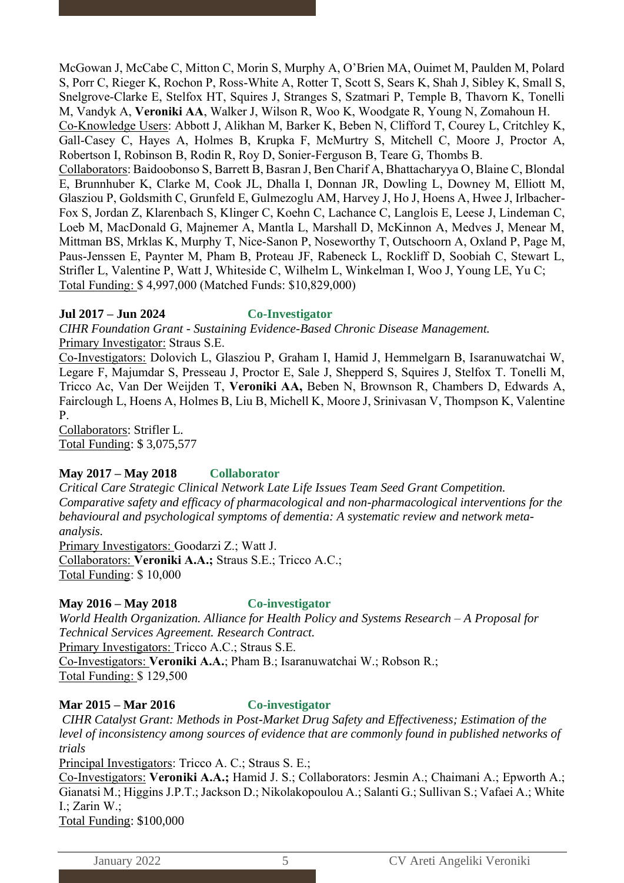McGowan J, McCabe C, Mitton C, Morin S, Murphy A, O'Brien MA, Ouimet M, Paulden M, Polard S, Porr C, Rieger K, Rochon P, Ross-White A, Rotter T, Scott S, Sears K, Shah J, Sibley K, Small S, Snelgrove-Clarke E, Stelfox HT, Squires J, Stranges S, Szatmari P, Temple B, Thavorn K, Tonelli M, Vandyk A, **Veroniki AA**, Walker J, Wilson R, Woo K, Woodgate R, Young N, Zomahoun H.
Co-Knowledge Users: Abbott J, Alikhan M, Barker K, Beben N, Clifford T, Courey L, Critchley K, Gall-Casey C, Hayes A, Holmes B, Krupka F, McMurtry S, Mitchell C, Moore J, Proctor A, Robertson I, Robinson B, Rodin R, Roy D, Sonier-Ferguson B, Teare G, Thombs B.
Collaborators: Baidoobonso S, Barrett B, Basran J, Ben Charif A, Bhattacharyya O, Blaine C, Blondal E, Brunnhuber K, Clarke M, Cook JL, Dhalla I, Donnan JR, Dowling L, Downey M, Elliott M, Glasziou P, Goldsmith C, Grunfeld E, Gulmezoglu AM, Harvey J, Ho J, Hoens A, Hwee J, Irlbacher-Fox S, Jordan Z, Klarenbach S, Klinger C, Koehn C, Lachance C, Langlois E, Leese J, Lindeman C, Loeb M, MacDonald G, Majnemer A, Mantla L, Marshall D, McKinnon A, Medves J, Menear M, Mittman BS, Mrklas K, Murphy T, Nice-Sanon P, Noseworthy T, Outschoorn A, Oxland P, Page M, Paus-Jenssen E, Paynter M, Pham B, Proteau JF, Rabeneck L, Rockliff D, Soobiah C, Stewart L, Strifler L, Valentine P, Watt J, Whiteside C, Wilhelm L, Winkelman I, Woo J, Young LE, Yu C;
Total Funding: $ 4,997,000 (Matched Funds: $10,829,000)

**Jul 2017 – Jun 2024** **Co-Investigator**
*CIHR Foundation Grant - Sustaining Evidence-Based Chronic Disease Management.*
Primary Investigator: Straus S.E.
Co-Investigators: Dolovich L, Glasziou P, Graham I, Hamid J, Hemmelgarn B, Isaranuwatchai W, Legare F, Majumdar S, Presseau J, Proctor E, Sale J, Shepperd S, Squires J, Stelfox T. Tonelli M, Tricco Ac, Van Der Weijden T, **Veroniki AA,** Beben N, Brownson R, Chambers D, Edwards A, Fairclough L, Hoens A, Holmes B, Liu B, Michell K, Moore J, Srinivasan V, Thompson K, Valentine P.
Collaborators: Strifler L.
Total Funding: $ 3,075,577

**May 2017 – May 2018** **Collaborator**
*Critical Care Strategic Clinical Network Late Life Issues Team Seed Grant Competition. Comparative safety and efficacy of pharmacological and non-pharmacological interventions for the behavioural and psychological symptoms of dementia: A systematic review and network meta-analysis.*
Primary Investigators: Goodarzi Z.; Watt J.
Collaborators: **Veroniki A.A.;** Straus S.E.; Tricco A.C.;
Total Funding: $ 10,000

**May 2016 – May 2018** **Co-investigator**
*World Health Organization. Alliance for Health Policy and Systems Research – A Proposal for Technical Services Agreement. Research Contract.*
Primary Investigators: Tricco A.C.; Straus S.E.
Co-Investigators: **Veroniki A.A.**; Pham B.; Isaranuwatchai W.; Robson R.;
Total Funding: $ 129,500

**Mar 2015 – Mar 2016** **Co-investigator**
*CIHR Catalyst Grant: Methods in Post-Market Drug Safety and Effectiveness; Estimation of the level of inconsistency among sources of evidence that are commonly found in published networks of trials*
Principal Investigators: Tricco A. C.; Straus S. E.;
Co-Investigators: **Veroniki A.A.;** Hamid J. S.; Collaborators: Jesmin A.; Chaimani A.; Epworth A.; Gianatsi M.; Higgins J.P.T.; Jackson D.; Nikolakopoulou A.; Salanti G.; Sullivan S.; Vafaei A.; White I.; Zarin W.;
Total Funding: $100,000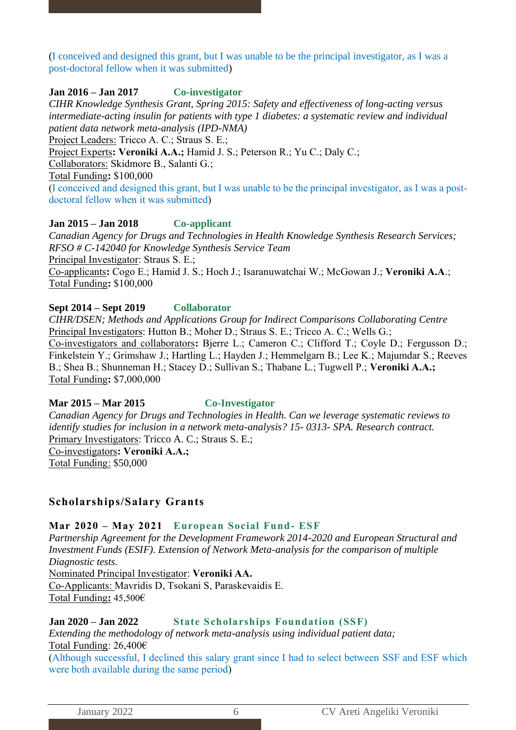(I conceived and designed this grant, but I was unable to be the principal investigator, as I was a post-doctoral fellow when it was submitted)

**Jan 2016 – Jan 2017** **Co-investigator**

*CIHR Knowledge Synthesis Grant, Spring 2015: Safety and effectiveness of long-acting versus intermediate-acting insulin for patients with type 1 diabetes: a systematic review and individual patient data network meta-analysis (IPD-NMA)*

Project Leaders: Tricco A. C.; Straus S. E.;

Project Experts**: Veroniki A.A.;** Hamid J. S.; Peterson R.; Yu C.; Daly C.;

Collaborators: Skidmore B., Salanti G.;

Total Funding**:** $100,000

(I conceived and designed this grant, but I was unable to be the principal investigator, as I was a post-doctoral fellow when it was submitted)

**Jan 2015 – Jan 2018** **Co-applicant**

*Canadian Agency for Drugs and Technologies in Health Knowledge Synthesis Research Services; RFSO # C-142040 for Knowledge Synthesis Service Team*

Principal Investigator: Straus S. E.;

Co-applicants**:** Cogo E.; Hamid J. S.; Hoch J.; Isaranuwatchai W.; McGowan J.; **Veroniki A.A**.;

Total Funding**:** $100,000

**Sept 2014 – Sept 2019** **Collaborator**

*CIHR/DSEN; Methods and Applications Group for Indirect Comparisons Collaborating Centre*

Principal Investigators: Hutton B.; Moher D.; Straus S. E.; Tricco A. C.; Wells G.;

Co-investigators and collaborators**:** Bjerre L.; Cameron C.; Clifford T.; Coyle D.; Fergusson D.; Finkelstein Y.; Grimshaw J.; Hartling L.; Hayden J.; Hemmelgarn B.; Lee K.; Majumdar S.; Reeves B.; Shea B.; Shunneman H.; Stacey D.; Sullivan S.; Thabane L.; Tugwell P.; **Veroniki A.A.;**

Total Funding**:** $7,000,000

**Mar 2015 – Mar 2015** **Co-Investigator**

*Canadian Agency for Drugs and Technologies in Health. Can we leverage systematic reviews to identify studies for inclusion in a network meta-analysis? 15- 0313- SPA. Research contract.*

Primary Investigators: Tricco A. C.; Straus S. E.;

Co-investigators**: Veroniki A.A.;**

Total Funding: $50,000

## Scholarships/Salary Grants

**Mar 2020 – May 2021** **European Social Fund- ESF**

*Partnership Agreement for the Development Framework 2014-2020 and European Structural and Investment Funds (ESIF). Extension of Network Meta-analysis for the comparison of multiple Diagnostic tests.*

Nominated Principal Investigator: **Veroniki AA.**

Co-Applicants: Mavridis D, Tsokani S, Paraskevaidis E.

Total Funding**:** 45,500€

**Jan 2020 – Jan 2022** **State Scholarships Foundation (SSF)**

*Extending the methodology of network meta-analysis using individual patient data;*

Total Funding: 26,400€

(Although successful, I declined this salary grant since I had to select between SSF and ESF which were both available during the same period)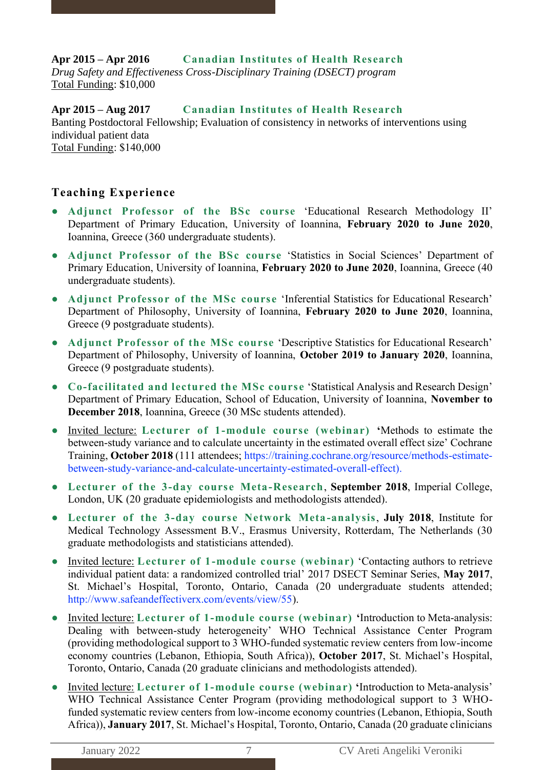**Apr 2015 – Apr 2016** **Canadian Institutes of Health Research**
*Drug Safety and Effectiveness Cross-Disciplinary Training (DSECT) program*
Total Funding: $10,000

**Apr 2015 – Aug 2017** **Canadian Institutes of Health Research**
Banting Postdoctoral Fellowship; Evaluation of consistency in networks of interventions using individual patient data
Total Funding: $140,000

## Teaching Experience

- **Adjunct Professor of the BSc course** 'Educational Research Methodology II' Department of Primary Education, University of Ioannina, **February 2020 to June 2020**, Ioannina, Greece (360 undergraduate students).
- **Adjunct Professor of the BSc course** 'Statistics in Social Sciences' Department of Primary Education, University of Ioannina, **February 2020 to June 2020**, Ioannina, Greece (40 undergraduate students).
- **Adjunct Professor of the MSc course** 'Inferential Statistics for Educational Research' Department of Philosophy, University of Ioannina, **February 2020 to June 2020**, Ioannina, Greece (9 postgraduate students).
- **Adjunct Professor of the MSc course** 'Descriptive Statistics for Educational Research' Department of Philosophy, University of Ioannina, **October 2019 to January 2020**, Ioannina, Greece (9 postgraduate students).
- **Co-facilitated and lectured the MSc course** 'Statistical Analysis and Research Design' Department of Primary Education, School of Education, University of Ioannina, **November to December 2018**, Ioannina, Greece (30 MSc students attended).
- Invited lecture: **Lecturer of 1-module course (webinar)** **'**Methods to estimate the between-study variance and to calculate uncertainty in the estimated overall effect size' Cochrane Training, **October 2018** (111 attendees; https://training.cochrane.org/resource/methods-estimate-between-study-variance-and-calculate-uncertainty-estimated-overall-effect).
- **Lecturer of the 3-day course Meta-Research**, **September 2018**, Imperial College, London, UK (20 graduate epidemiologists and methodologists attended).
- **Lecturer of the 3-day course Network Meta-analysis**, **July 2018**, Institute for Medical Technology Assessment B.V., Erasmus University, Rotterdam, The Netherlands (30 graduate methodologists and statisticians attended).
- Invited lecture: **Lecturer of 1-module course (webinar)** 'Contacting authors to retrieve individual patient data: a randomized controlled trial' 2017 DSECT Seminar Series, **May 2017**, St. Michael's Hospital, Toronto, Ontario, Canada (20 undergraduate students attended; http://www.safeandeffectiverx.com/events/view/55).
- Invited lecture: **Lecturer of 1-module course (webinar)** **'**Introduction to Meta-analysis: Dealing with between-study heterogeneity' WHO Technical Assistance Center Program (providing methodological support to 3 WHO-funded systematic review centers from low-income economy countries (Lebanon, Ethiopia, South Africa)), **October 2017**, St. Michael's Hospital, Toronto, Ontario, Canada (20 graduate clinicians and methodologists attended).
- Invited lecture: **Lecturer of 1-module course (webinar)** **'**Introduction to Meta-analysis' WHO Technical Assistance Center Program (providing methodological support to 3 WHO-funded systematic review centers from low-income economy countries (Lebanon, Ethiopia, South Africa)), **January 2017**, St. Michael's Hospital, Toronto, Ontario, Canada (20 graduate clinicians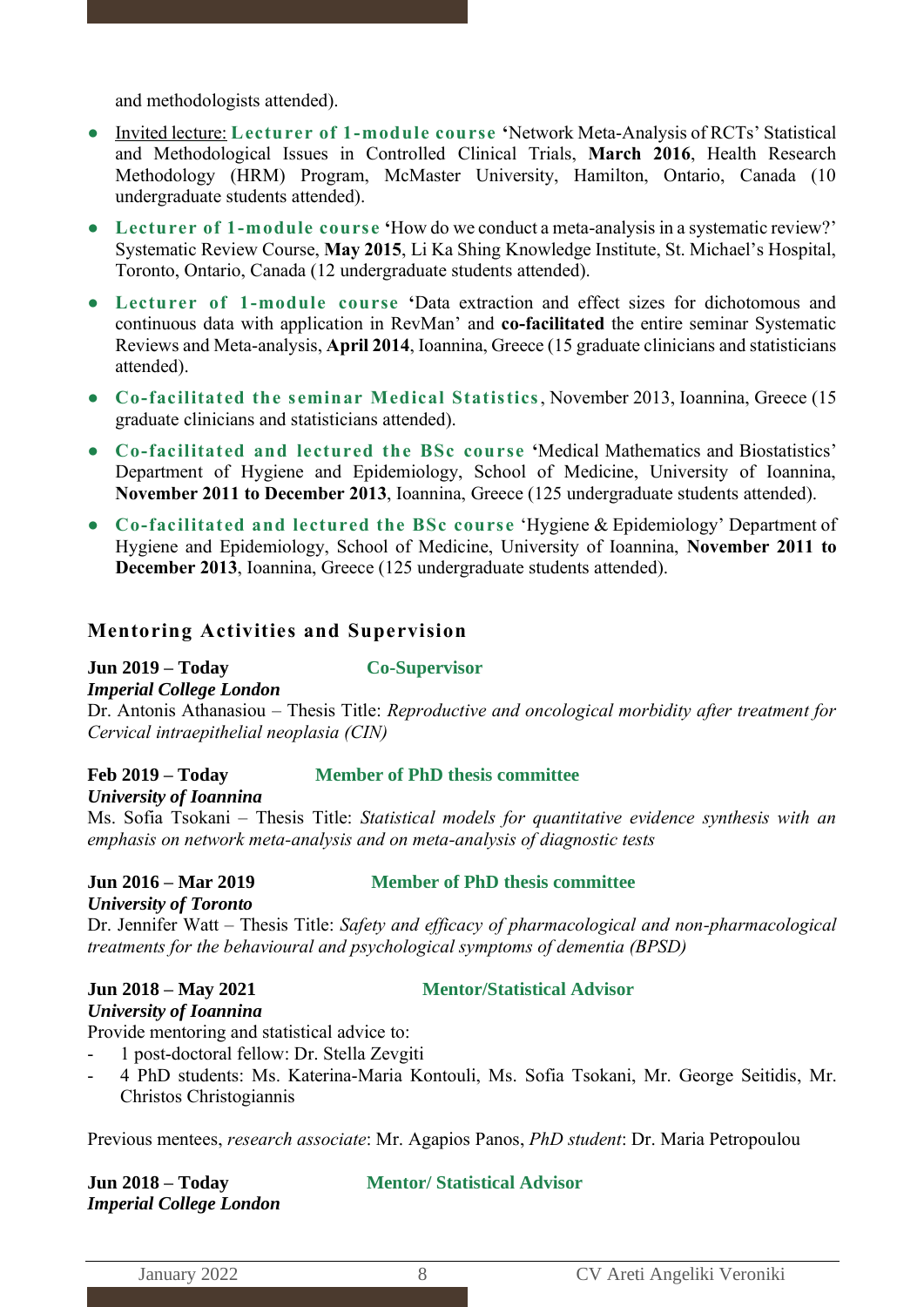and methodologists attended).

- Invited lecture: **Lecturer of 1-module course** ‘Network Meta-Analysis of RCTs’ Statistical and Methodological Issues in Controlled Clinical Trials, **March 2016**, Health Research Methodology (HRM) Program, McMaster University, Hamilton, Ontario, Canada (10 undergraduate students attended).
- **Lecturer of 1-module course** ‘How do we conduct a meta-analysis in a systematic review?’ Systematic Review Course, **May 2015**, Li Ka Shing Knowledge Institute, St. Michael’s Hospital, Toronto, Ontario, Canada (12 undergraduate students attended).
- **Lecturer of 1-module course** ‘Data extraction and effect sizes for dichotomous and continuous data with application in RevMan’ and **co-facilitated** the entire seminar Systematic Reviews and Meta-analysis, **April 2014**, Ioannina, Greece (15 graduate clinicians and statisticians attended).
- **Co-facilitated the seminar Medical Statistics**, November 2013, Ioannina, Greece (15 graduate clinicians and statisticians attended).
- **Co-facilitated and lectured the BSc course** ‘Medical Mathematics and Biostatistics’ Department of Hygiene and Epidemiology, School of Medicine, University of Ioannina, **November 2011 to December 2013**, Ioannina, Greece (125 undergraduate students attended).
- **Co-facilitated and lectured the BSc course** ‘Hygiene & Epidemiology’ Department of Hygiene and Epidemiology, School of Medicine, University of Ioannina, **November 2011 to December 2013**, Ioannina, Greece (125 undergraduate students attended).

## Mentoring Activities and Supervision

**Jun 2019 – Today** **Co-Supervisor**
***Imperial College London***
Dr. Antonis Athanasiou – Thesis Title: *Reproductive and oncological morbidity after treatment for Cervical intraepithelial neoplasia (CIN)*

**Feb 2019 – Today** **Member of PhD thesis committee**
***University of Ioannina***
Ms. Sofia Tsokani – Thesis Title: *Statistical models for quantitative evidence synthesis with an emphasis on network meta-analysis and on meta-analysis of diagnostic tests*

**Jun 2016 – Mar 2019** **Member of PhD thesis committee**
***University of Toronto***
Dr. Jennifer Watt – Thesis Title: *Safety and efficacy of pharmacological and non-pharmacological treatments for the behavioural and psychological symptoms of dementia (BPSD)*

**Jun 2018 – May 2021** **Mentor/Statistical Advisor**
***University of Ioannina***
Provide mentoring and statistical advice to:

- 1 post-doctoral fellow: Dr. Stella Zevgiti
- 4 PhD students: Ms. Katerina-Maria Kontouli, Ms. Sofia Tsokani, Mr. George Seitidis, Mr. Christos Christogiannis

Previous mentees, *research associate*: Mr. Agapios Panos, *PhD student*: Dr. Maria Petropoulou

**Jun 2018 – Today** **Mentor/ Statistical Advisor**
***Imperial College London***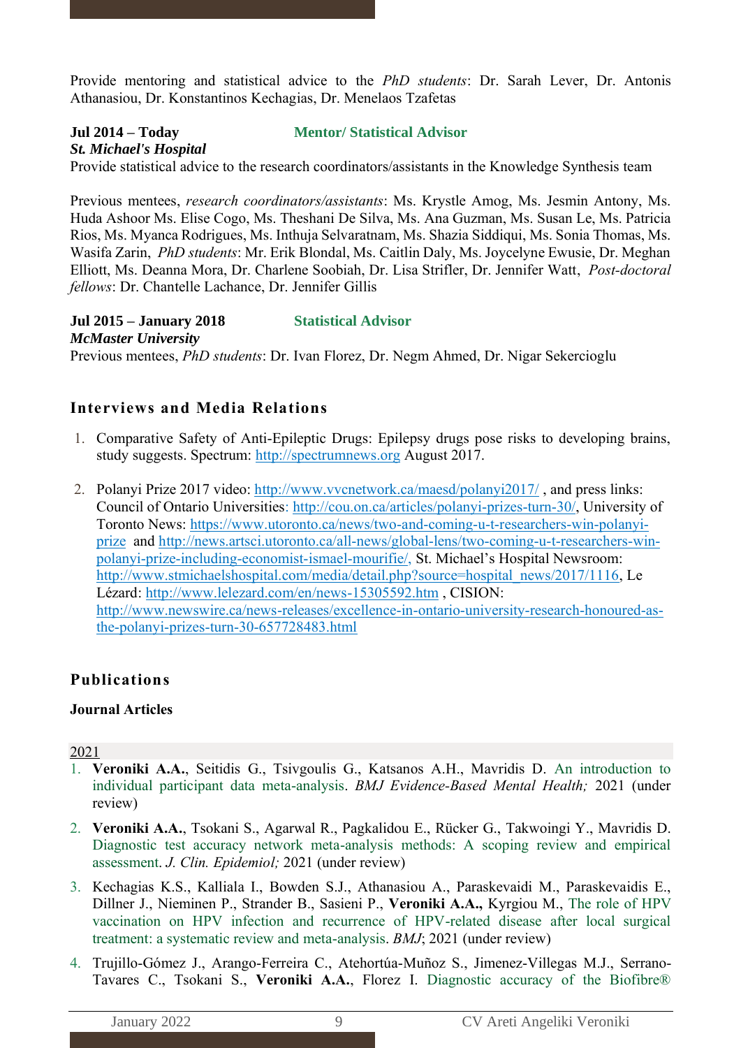Provide mentoring and statistical advice to the *PhD students*: Dr. Sarah Lever, Dr. Antonis Athanasiou, Dr. Konstantinos Kechagias, Dr. Menelaos Tzafetas

**Jul 2014 – Today** **Mentor/ Statistical Advisor**
***St. Michael's Hospital***
Provide statistical advice to the research coordinators/assistants in the Knowledge Synthesis team

Previous mentees, *research coordinators/assistants*: Ms. Krystle Amog, Ms. Jesmin Antony, Ms. Huda Ashoor Ms. Elise Cogo, Ms. Theshani De Silva, Ms. Ana Guzman, Ms. Susan Le, Ms. Patricia Rios, Ms. Myanca Rodrigues, Ms. Inthuja Selvaratnam, Ms. Shazia Siddiqui, Ms. Sonia Thomas, Ms. Wasifa Zarin, *PhD students*: Mr. Erik Blondal, Ms. Caitlin Daly, Ms. Joycelyne Ewusie, Dr. Meghan Elliott, Ms. Deanna Mora, Dr. Charlene Soobiah, Dr. Lisa Strifler, Dr. Jennifer Watt, *Post-doctoral fellows*: Dr. Chantelle Lachance, Dr. Jennifer Gillis

**Jul 2015 – January 2018** **Statistical Advisor**
***McMaster University***
Previous mentees, *PhD students*: Dr. Ivan Florez, Dr. Negm Ahmed, Dr. Nigar Sekercioglu

## Interviews and Media Relations

1. Comparative Safety of Anti-Epileptic Drugs: Epilepsy drugs pose risks to developing brains, study suggests. Spectrum: http://spectrumnews.org August 2017.

2. Polanyi Prize 2017 video: http://www.vvcnetwork.ca/maesd/polanyi2017/ , and press links: Council of Ontario Universities: http://cou.on.ca/articles/polanyi-prizes-turn-30/, University of Toronto News: https://www.utoronto.ca/news/two-and-coming-u-t-researchers-win-polanyi-prize and http://news.artsci.utoronto.ca/all-news/global-lens/two-coming-u-t-researchers-win-polanyi-prize-including-economist-ismael-mourifie/, St. Michael's Hospital Newsroom: http://www.stmichaelshospital.com/media/detail.php?source=hospital_news/2017/1116, Le Lézard: http://www.lelezard.com/en/news-15305592.htm , CISION: http://www.newswire.ca/news-releases/excellence-in-ontario-university-research-honoured-as-the-polanyi-prizes-turn-30-657728483.html

## Publications

### Journal Articles

2021

1. **Veroniki A.A.**, Seitidis G., Tsivgoulis G., Katsanos A.H., Mavridis D. An introduction to individual participant data meta-analysis. *BMJ Evidence-Based Mental Health;* 2021 (under review)

2. **Veroniki A.A.**, Tsokani S., Agarwal R., Pagkalidou E., Rücker G., Takwoingi Y., Mavridis D. Diagnostic test accuracy network meta-analysis methods: A scoping review and empirical assessment. *J. Clin. Epidemiol;* 2021 (under review)

3. Kechagias K.S., Kalliala I., Bowden S.J., Athanasiou A., Paraskevaidi M., Paraskevaidis E., Dillner J., Nieminen P., Strander B., Sasieni P., **Veroniki A.A.,** Kyrgiou M., The role of HPV vaccination on HPV infection and recurrence of HPV-related disease after local surgical treatment: a systematic review and meta-analysis. *BMJ*; 2021 (under review)

4. Trujillo-Gómez J., Arango-Ferreira C., Atehortúa-Muñoz S., Jimenez-Villegas M.J., Serrano-Tavares C., Tsokani S., **Veroniki A.A.**, Florez I. Diagnostic accuracy of the Biofibre®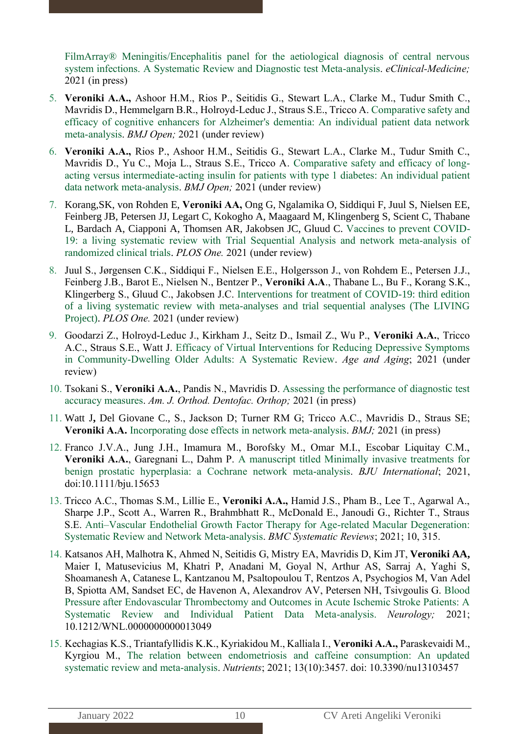FilmArray® Meningitis/Encephalitis panel for the aetiological diagnosis of central nervous system infections. A Systematic Review and Diagnostic test Meta-analysis. *eClinical-Medicine;* 2021 (in press)

5. **Veroniki A.A.,** Ashoor H.M., Rios P., Seitidis G., Stewart L.A., Clarke M., Tudur Smith C., Mavridis D., Hemmelgarn B.R., Holroyd-Leduc J., Straus S.E., Tricco A. Comparative safety and efficacy of cognitive enhancers for Alzheimer's dementia: An individual patient data network meta-analysis. *BMJ Open;* 2021 (under review)
6. **Veroniki A.A.,** Rios P., Ashoor H.M., Seitidis G., Stewart L.A., Clarke M., Tudur Smith C., Mavridis D., Yu C., Moja L., Straus S.E., Tricco A. Comparative safety and efficacy of long-acting versus intermediate-acting insulin for patients with type 1 diabetes: An individual patient data network meta-analysis. *BMJ Open;* 2021 (under review)
7. Korang,SK, von Rohden E, **Veroniki AA,** Ong G, Ngalamika O, Siddiqui F, Juul S, Nielsen EE, Feinberg JB, Petersen JJ, Legart C, Kokogho A, Maagaard M, Klingenberg S, Scient C, Thabane L, Bardach A, Ciapponi A, Thomsen AR, Jakobsen JC, Gluud C. Vaccines to prevent COVID-19: a living systematic review with Trial Sequential Analysis and network meta-analysis of randomized clinical trials. *PLOS One.* 2021 (under review)
8. Juul S., Jørgensen C.K., Siddiqui F., Nielsen E.E., Holgersson J., von Rohdem E., Petersen J.J., Feinberg J.B., Barot E., Nielsen N., Bentzer P., **Veroniki A.A**., Thabane L., Bu F., Korang S.K., Klingerberg S., Gluud C., Jakobsen J.C. Interventions for treatment of COVID-19: third edition of a living systematic review with meta-analyses and trial sequential analyses (The LIVING Project). *PLOS One.* 2021 (under review)
9. Goodarzi Z., Holroyd-Leduc J., Kirkham J., Seitz D., Ismail Z., Wu P., **Veroniki A.A.**, Tricco A.C., Straus S.E., Watt J. Efficacy of Virtual Interventions for Reducing Depressive Symptoms in Community-Dwelling Older Adults: A Systematic Review. *Age and Aging*; 2021 (under review)
10. Tsokani S., **Veroniki A.A.**, Pandis N., Mavridis D. Assessing the performance of diagnostic test accuracy measures. *Am. J. Orthod. Dentofac. Orthop;* 2021 (in press)
11. Watt J**,** Del Giovane C.**,** S., Jackson D; Turner RM G; Tricco A.C., Mavridis D., Straus SE; **Veroniki A.A.** Incorporating dose effects in network meta-analysis. *BMJ;* 2021 (in press)
12. Franco J.V.A., Jung J.H., Imamura M., Borofsky M., Omar M.I., Escobar Liquitay C.M., **Veroniki A.A.**, Garegnani L., Dahm P. A manuscript titled Minimally invasive treatments for benign prostatic hyperplasia: a Cochrane network meta-analysis. *BJU International*; 2021, doi:10.1111/bju.15653
13. Tricco A.C., Thomas S.M., Lillie E., **Veroniki A.A.,** Hamid J.S., Pham B., Lee T., Agarwal A., Sharpe J.P., Scott A., Warren R., Brahmbhatt R., McDonald E., Janoudi G., Richter T., Straus S.E. Anti–Vascular Endothelial Growth Factor Therapy for Age-related Macular Degeneration: Systematic Review and Network Meta-analysis. *BMC Systematic Reviews*; 2021; 10, 315.
14. Katsanos AH, Malhotra K, Ahmed N, Seitidis G, Mistry EA, Mavridis D, Kim JT, **Veroniki AA,** Maier I, Matusevicius M, Khatri P, Anadani M, Goyal N, Arthur AS, Sarraj A, Yaghi S, Shoamanesh A, Catanese L, Kantzanou M, Psaltopoulou T, Rentzos A, Psychogios M, Van Adel B, Spiotta AM, Sandset EC, de Havenon A, Alexandrov AV, Petersen NH, Tsivgoulis G. Blood Pressure after Endovascular Thrombectomy and Outcomes in Acute Ischemic Stroke Patients: A Systematic Review and Individual Patient Data Meta-analysis. *Neurology;* 2021; 10.1212/WNL.0000000000013049
15. Kechagias K.S., Triantafyllidis K.K., Kyriakidou M., Kalliala I., **Veroniki A.A.,** Paraskevaidi M., Kyrgiou M., The relation between endometriosis and caffeine consumption: An updated systematic review and meta-analysis. *Nutrients*; 2021; 13(10):3457. doi: 10.3390/nu13103457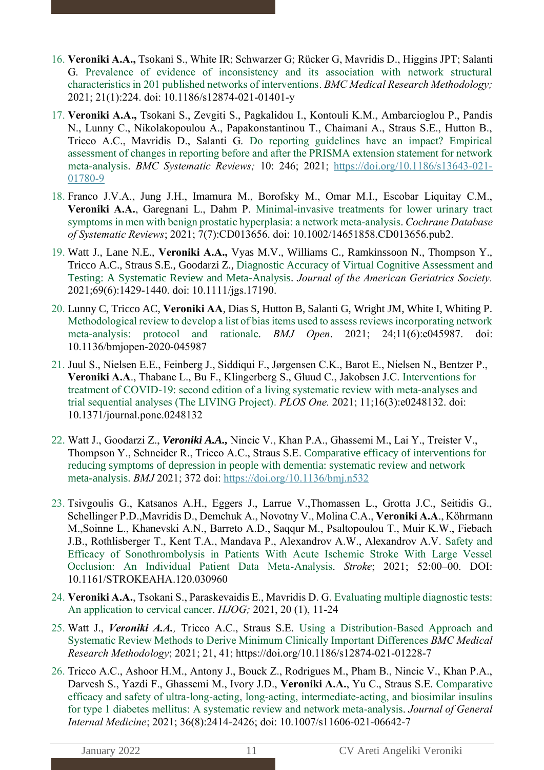16. **Veroniki A.A.,** Tsokani S., White IR; Schwarzer G; Rücker G, Mavridis D., Higgins JPT; Salanti G. Prevalence of evidence of inconsistency and its association with network structural characteristics in 201 published networks of interventions. *BMC Medical Research Methodology;* 2021; 21(1):224. doi: 10.1186/s12874-021-01401-y

17. **Veroniki A.A.,** Tsokani S., Zevgiti S., Pagkalidou I., Kontouli K.M., Ambarcioglou P., Pandis N., Lunny C., Nikolakopoulou A., Papakonstantinou T., Chaimani A., Straus S.E., Hutton B., Tricco A.C., Mavridis D., Salanti G. Do reporting guidelines have an impact? Empirical assessment of changes in reporting before and after the PRISMA extension statement for network meta-analysis. *BMC Systematic Reviews;* 10: 246; 2021; https://doi.org/10.1186/s13643-021-01780-9

18. Franco J.V.A., Jung J.H., Imamura M., Borofsky M., Omar M.I., Escobar Liquitay C.M., **Veroniki A.A.**, Garegnani L., Dahm P. Minimal-invasive treatments for lower urinary tract symptoms in men with benign prostatic hyperplasia: a network meta-analysis. *Cochrane Database of Systematic Reviews*; 2021; 7(7):CD013656. doi: 10.1002/14651858.CD013656.pub2.

19. Watt J., Lane N.E., **Veroniki A.A.,** Vyas M.V., Williams C., Ramkinssoon N., Thompson Y., Tricco A.C., Straus S.E., Goodarzi Z., Diagnostic Accuracy of Virtual Cognitive Assessment and Testing: A Systematic Review and Meta-Analysis. *Journal of the American Geriatrics Society.* 2021;69(6):1429-1440. doi: 10.1111/jgs.17190.

20. Lunny C, Tricco AC, **Veroniki AA**, Dias S, Hutton B, Salanti G, Wright JM, White I, Whiting P. Methodological review to develop a list of bias items used to assess reviews incorporating network meta-analysis: protocol and rationale. *BMJ Open*. 2021; 24;11(6):e045987. doi: 10.1136/bmjopen-2020-045987

21. Juul S., Nielsen E.E., Feinberg J., Siddiqui F., Jørgensen C.K., Barot E., Nielsen N., Bentzer P., **Veroniki A.A**., Thabane L., Bu F., Klingerberg S., Gluud C., Jakobsen J.C. Interventions for treatment of COVID-19: second edition of a living systematic review with meta-analyses and trial sequential analyses (The LIVING Project). *PLOS One.* 2021; 11;16(3):e0248132. doi: 10.1371/journal.pone.0248132

22. Watt J., Goodarzi Z., ***Veroniki A.A.,*** Nincic V., Khan P.A., Ghassemi M., Lai Y., Treister V., Thompson Y., Schneider R., Tricco A.C., Straus S.E. Comparative efficacy of interventions for reducing symptoms of depression in people with dementia: systematic review and network meta-analysis. *BMJ* 2021; 372 doi: https://doi.org/10.1136/bmj.n532

23. Tsivgoulis G., Katsanos A.H., Eggers J., Larrue V.,Thomassen L., Grotta J.C., Seitidis G., Schellinger P.D.,Mavridis D., Demchuk A., Novotny V., Molina C.A., **Veroniki A.A**., Köhrmann M.,Soinne L., Khanevski A.N., Barreto A.D., Saqqur M., Psaltopoulou T., Muir K.W., Fiebach J.B., Rothlisberger T., Kent T.A., Mandava P., Alexandrov A.W., Alexandrov A.V. Safety and Efficacy of Sonothrombolysis in Patients With Acute Ischemic Stroke With Large Vessel Occlusion: An Individual Patient Data Meta-Analysis. *Stroke*; 2021; 52:00–00. DOI: 10.1161/STROKEAHA.120.030960

24. **Veroniki A.A.**, Tsokani S., Paraskevaidis E., Mavridis D. G. Evaluating multiple diagnostic tests: An application to cervical cancer. *HJOG;* 2021, 20 (1), 11-24

25. Watt J., ***Veroniki A.A.,*** Tricco A.C., Straus S.E. Using a Distribution-Based Approach and Systematic Review Methods to Derive Minimum Clinically Important Differences *BMC Medical Research Methodology*; 2021; 21, 41; https://doi.org/10.1186/s12874-021-01228-7

26. Tricco A.C., Ashoor H.M., Antony J., Bouck Z., Rodrigues M., Pham B., Nincic V., Khan P.A., Darvesh S., Yazdi F., Ghassemi M., Ivory J.D., **Veroniki A.A.**, Yu C., Straus S.E. Comparative efficacy and safety of ultra-long-acting, long-acting, intermediate-acting, and biosimilar insulins for type 1 diabetes mellitus: A systematic review and network meta-analysis. *Journal of General Internal Medicine*; 2021; 36(8):2414-2426; doi: 10.1007/s11606-021-06642-7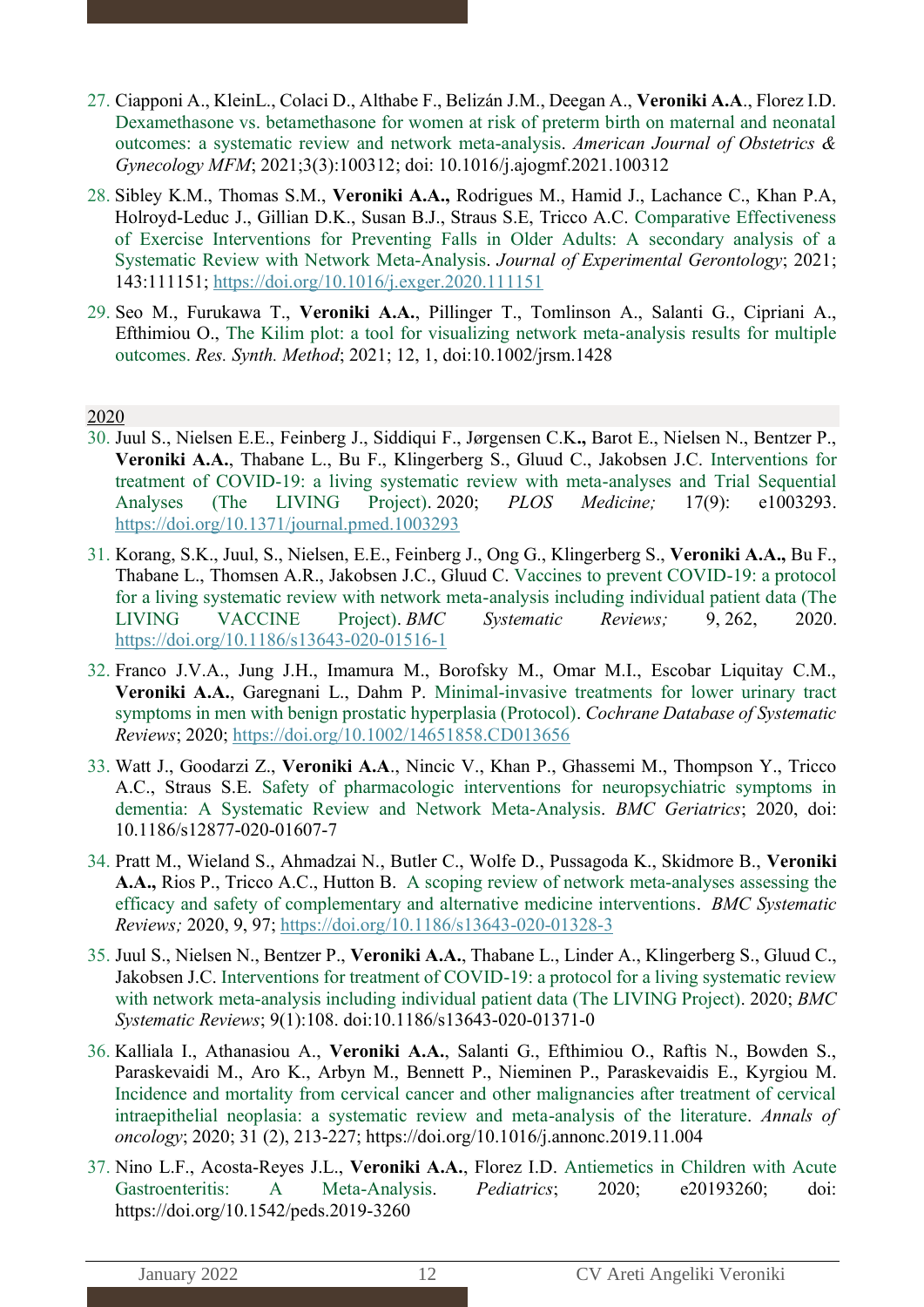27. Ciapponi A., KleinL., Colaci D., Althabe F., Belizán J.M., Deegan A., **Veroniki A.A**., Florez I.D. Dexamethasone vs. betamethasone for women at risk of preterm birth on maternal and neonatal outcomes: a systematic review and network meta-analysis. *American Journal of Obstetrics & Gynecology MFM*; 2021;3(3):100312; doi: 10.1016/j.ajogmf.2021.100312

28. Sibley K.M., Thomas S.M., **Veroniki A.A.,** Rodrigues M., Hamid J., Lachance C., Khan P.A, Holroyd-Leduc J., Gillian D.K., Susan B.J., Straus S.E, Tricco A.C. Comparative Effectiveness of Exercise Interventions for Preventing Falls in Older Adults: A secondary analysis of a Systematic Review with Network Meta-Analysis. *Journal of Experimental Gerontology*; 2021; 143:111151; https://doi.org/10.1016/j.exger.2020.111151

29. Seo M., Furukawa T., **Veroniki A.A.**, Pillinger T., Tomlinson A., Salanti G., Cipriani A., Efthimiou O., The Kilim plot: a tool for visualizing network meta-analysis results for multiple outcomes. *Res. Synth. Method*; 2021; 12, 1, doi:10.1002/jrsm.1428

2020

30. Juul S., Nielsen E.E., Feinberg J., Siddiqui F., Jørgensen C.K**.,** Barot E., Nielsen N., Bentzer P., **Veroniki A.A.**, Thabane L., Bu F., Klingerberg S., Gluud C., Jakobsen J.C. Interventions for treatment of COVID-19: a living systematic review with meta-analyses and Trial Sequential Analyses (The LIVING Project). 2020; *PLOS Medicine;* 17(9): e1003293. https://doi.org/10.1371/journal.pmed.1003293

31. Korang, S.K., Juul, S., Nielsen, E.E., Feinberg J., Ong G., Klingerberg S., **Veroniki A.A.,** Bu F., Thabane L., Thomsen A.R., Jakobsen J.C., Gluud C. Vaccines to prevent COVID-19: a protocol for a living systematic review with network meta-analysis including individual patient data (The LIVING VACCINE Project). *BMC Systematic Reviews;* 9, 262, 2020. https://doi.org/10.1186/s13643-020-01516-1

32. Franco J.V.A., Jung J.H., Imamura M., Borofsky M., Omar M.I., Escobar Liquitay C.M., **Veroniki A.A.**, Garegnani L., Dahm P. Minimal-invasive treatments for lower urinary tract symptoms in men with benign prostatic hyperplasia (Protocol). *Cochrane Database of Systematic Reviews*; 2020; https://doi.org/10.1002/14651858.CD013656

33. Watt J., Goodarzi Z., **Veroniki A.A**., Nincic V., Khan P., Ghassemi M., Thompson Y., Tricco A.C., Straus S.E. Safety of pharmacologic interventions for neuropsychiatric symptoms in dementia: A Systematic Review and Network Meta-Analysis. *BMC Geriatrics*; 2020, doi: 10.1186/s12877-020-01607-7

34. Pratt M., Wieland S., Ahmadzai N., Butler C., Wolfe D., Pussagoda K., Skidmore B., **Veroniki A.A.,** Rios P., Tricco A.C., Hutton B. A scoping review of network meta-analyses assessing the efficacy and safety of complementary and alternative medicine interventions. *BMC Systematic Reviews;* 2020, 9, 97; https://doi.org/10.1186/s13643-020-01328-3

35. Juul S., Nielsen N., Bentzer P., **Veroniki A.A.**, Thabane L., Linder A., Klingerberg S., Gluud C., Jakobsen J.C. Interventions for treatment of COVID-19: a protocol for a living systematic review with network meta-analysis including individual patient data (The LIVING Project). 2020; *BMC Systematic Reviews*; 9(1):108. doi:10.1186/s13643-020-01371-0

36. Kalliala I., Athanasiou A., **Veroniki A.A.**, Salanti G., Efthimiou O., Raftis N., Bowden S., Paraskevaidi M., Aro K., Arbyn M., Bennett P., Nieminen P., Paraskevaidis E., Kyrgiou M. Incidence and mortality from cervical cancer and other malignancies after treatment of cervical intraepithelial neoplasia: a systematic review and meta-analysis of the literature. *Annals of oncology*; 2020; 31 (2), 213-227; https://doi.org/10.1016/j.annonc.2019.11.004

37. Nino L.F., Acosta-Reyes J.L., **Veroniki A.A.**, Florez I.D. Antiemetics in Children with Acute Gastroenteritis: A Meta-Analysis. *Pediatrics*; 2020; e20193260; doi: https://doi.org/10.1542/peds.2019-3260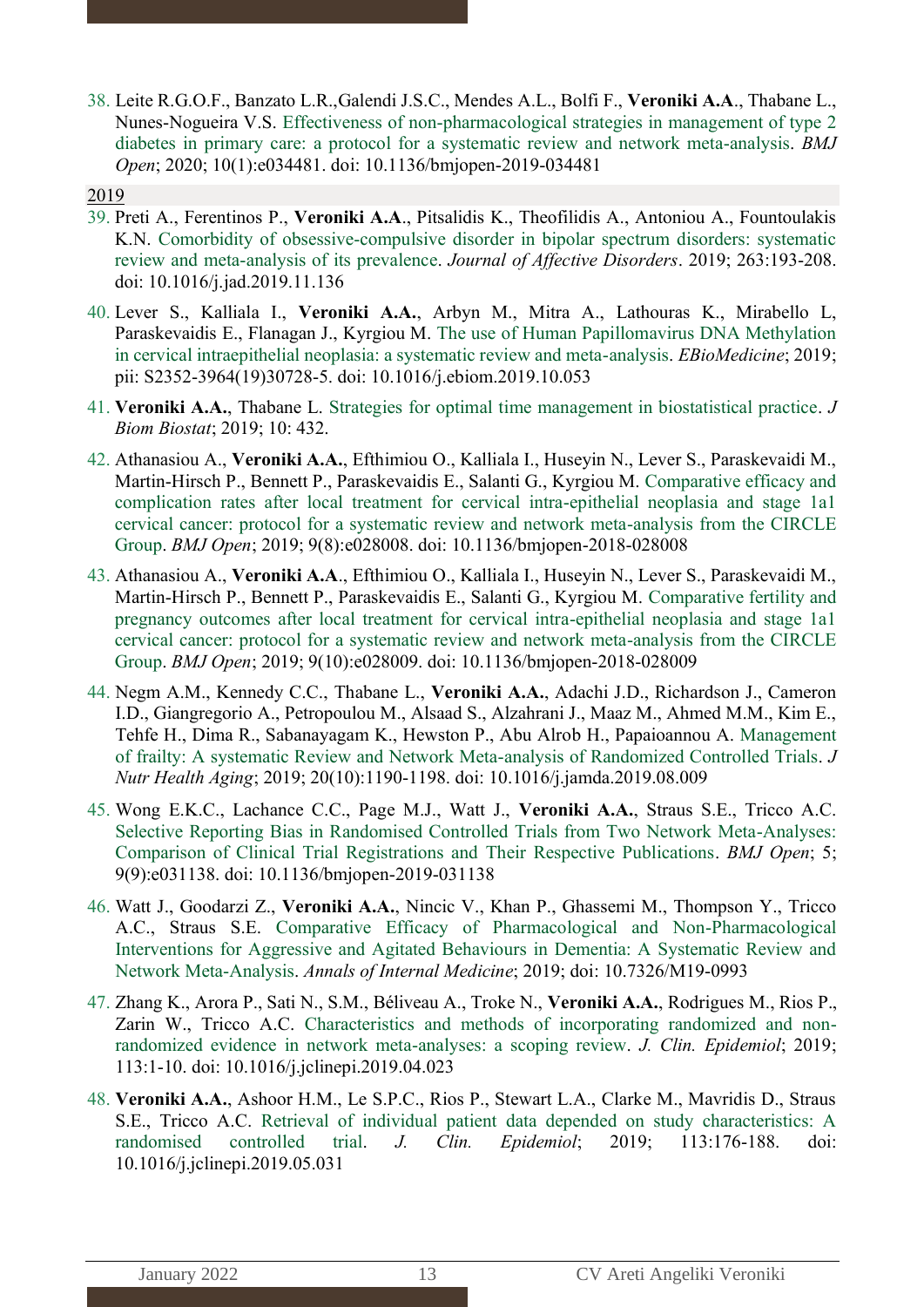38. Leite R.G.O.F., Banzato L.R.,Galendi J.S.C., Mendes A.L., Bolfi F., **Veroniki A.A**., Thabane L., Nunes-Nogueira V.S. Effectiveness of non-pharmacological strategies in management of type 2 diabetes in primary care: a protocol for a systematic review and network meta-analysis. *BMJ Open*; 2020; 10(1):e034481. doi: 10.1136/bmjopen-2019-034481

<u>2019</u>

39. Preti A., Ferentinos P., **Veroniki A.A**., Pitsalidis K., Theofilidis A., Antoniou A., Fountoulakis K.N. Comorbidity of obsessive-compulsive disorder in bipolar spectrum disorders: systematic review and meta-analysis of its prevalence. *Journal of Affective Disorders*. 2019; 263:193-208. doi: 10.1016/j.jad.2019.11.136

40. Lever S., Kalliala I., **Veroniki A.A.**, Arbyn M., Mitra A., Lathouras K., Mirabello L, Paraskevaidis E., Flanagan J., Kyrgiou M. The use of Human Papillomavirus DNA Methylation in cervical intraepithelial neoplasia: a systematic review and meta-analysis. *EBioMedicine*; 2019; pii: S2352-3964(19)30728-5. doi: 10.1016/j.ebiom.2019.10.053

41. **Veroniki A.A.**, Thabane L. Strategies for optimal time management in biostatistical practice. *J Biom Biostat*; 2019; 10: 432.

42. Athanasiou A., **Veroniki A.A.**, Efthimiou O., Kalliala I., Huseyin N., Lever S., Paraskevaidi M., Martin-Hirsch P., Bennett P., Paraskevaidis E., Salanti G., Kyrgiou M. Comparative efficacy and complication rates after local treatment for cervical intra-epithelial neoplasia and stage 1a1 cervical cancer: protocol for a systematic review and network meta-analysis from the CIRCLE Group. *BMJ Open*; 2019; 9(8):e028008. doi: 10.1136/bmjopen-2018-028008

43. Athanasiou A., **Veroniki A.A**., Efthimiou O., Kalliala I., Huseyin N., Lever S., Paraskevaidi M., Martin-Hirsch P., Bennett P., Paraskevaidis E., Salanti G., Kyrgiou M. Comparative fertility and pregnancy outcomes after local treatment for cervical intra-epithelial neoplasia and stage 1a1 cervical cancer: protocol for a systematic review and network meta-analysis from the CIRCLE Group. *BMJ Open*; 2019; 9(10):e028009. doi: 10.1136/bmjopen-2018-028009

44. Negm A.M., Kennedy C.C., Thabane L., **Veroniki A.A.**, Adachi J.D., Richardson J., Cameron I.D., Giangregorio A., Petropoulou M., Alsaad S., Alzahrani J., Maaz M., Ahmed M.M., Kim E., Tehfe H., Dima R., Sabanayagam K., Hewston P., Abu Alrob H., Papaioannou A. Management of frailty: A systematic Review and Network Meta-analysis of Randomized Controlled Trials. *J Nutr Health Aging*; 2019; 20(10):1190-1198. doi: 10.1016/j.jamda.2019.08.009

45. Wong E.K.C., Lachance C.C., Page M.J., Watt J., **Veroniki A.A.**, Straus S.E., Tricco A.C. Selective Reporting Bias in Randomised Controlled Trials from Two Network Meta-Analyses: Comparison of Clinical Trial Registrations and Their Respective Publications. *BMJ Open*; 5; 9(9):e031138. doi: 10.1136/bmjopen-2019-031138

46. Watt J., Goodarzi Z., **Veroniki A.A.**, Nincic V., Khan P., Ghassemi M., Thompson Y., Tricco A.C., Straus S.E. Comparative Efficacy of Pharmacological and Non-Pharmacological Interventions for Aggressive and Agitated Behaviours in Dementia: A Systematic Review and Network Meta-Analysis. *Annals of Internal Medicine*; 2019; doi: 10.7326/M19-0993

47. Zhang K., Arora P., Sati N., S.M., Béliveau A., Troke N., **Veroniki A.A.**, Rodrigues M., Rios P., Zarin W., Tricco A.C. Characteristics and methods of incorporating randomized and non-randomized evidence in network meta-analyses: a scoping review. *J. Clin. Epidemiol*; 2019; 113:1-10. doi: 10.1016/j.jclinepi.2019.04.023

48. **Veroniki A.A.**, Ashoor H.M., Le S.P.C., Rios P., Stewart L.A., Clarke M., Mavridis D., Straus S.E., Tricco A.C. Retrieval of individual patient data depended on study characteristics: A randomised controlled trial. *J. Clin. Epidemiol*; 2019; 113:176-188. doi: 10.1016/j.jclinepi.2019.05.031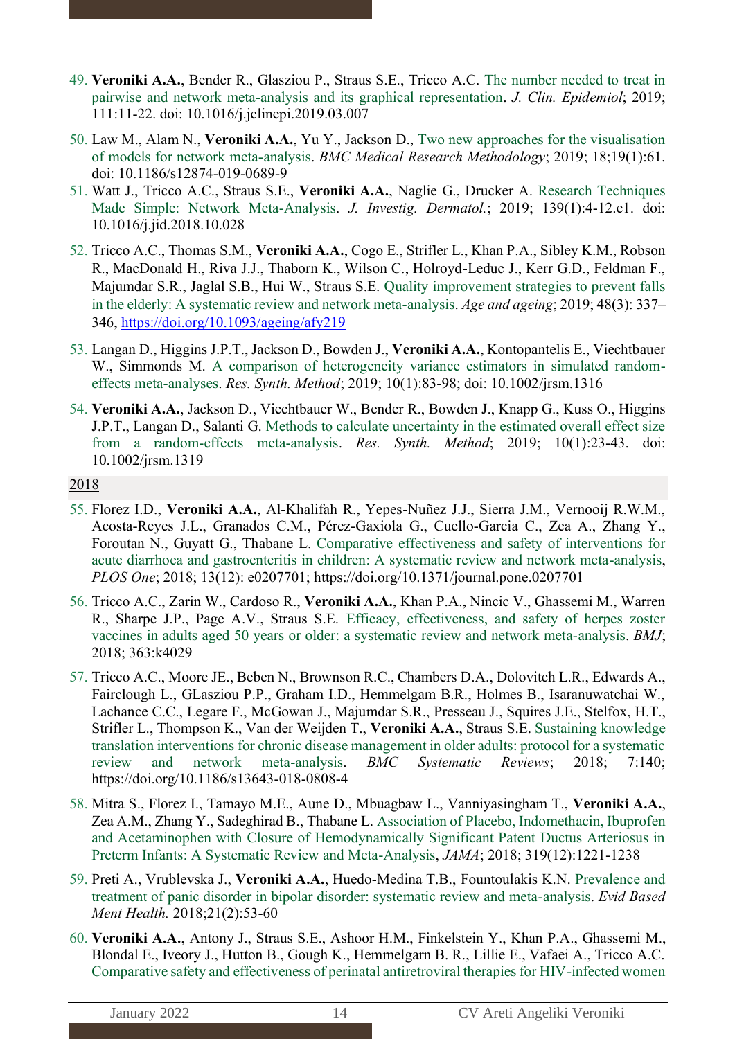49. **Veroniki A.A.**, Bender R., Glasziou P., Straus S.E., Tricco A.C. The number needed to treat in pairwise and network meta-analysis and its graphical representation. *J. Clin. Epidemiol*; 2019; 111:11-22. doi: 10.1016/j.jclinepi.2019.03.007

50. Law M., Alam N., **Veroniki A.A.**, Yu Y., Jackson D., Two new approaches for the visualisation of models for network meta-analysis. *BMC Medical Research Methodology*; 2019; 18;19(1):61. doi: 10.1186/s12874-019-0689-9

51. Watt J., Tricco A.C., Straus S.E., **Veroniki A.A.**, Naglie G., Drucker A. Research Techniques Made Simple: Network Meta-Analysis. *J. Investig. Dermatol.*; 2019; 139(1):4-12.e1. doi: 10.1016/j.jid.2018.10.028

52. Tricco A.C., Thomas S.M., **Veroniki A.A.**, Cogo E., Strifler L., Khan P.A., Sibley K.M., Robson R., MacDonald H., Riva J.J., Thaborn K., Wilson C., Holroyd-Leduc J., Kerr G.D., Feldman F., Majumdar S.R., Jaglal S.B., Hui W., Straus S.E. Quality improvement strategies to prevent falls in the elderly: A systematic review and network meta-analysis. *Age and ageing*; 2019; 48(3): 337–346, https://doi.org/10.1093/ageing/afy219

53. Langan D., Higgins J.P.T., Jackson D., Bowden J., **Veroniki A.A.**, Kontopantelis E., Viechtbauer W., Simmonds M. A comparison of heterogeneity variance estimators in simulated random-effects meta-analyses. *Res. Synth. Method*; 2019; 10(1):83-98; doi: 10.1002/jrsm.1316

54. **Veroniki A.A.**, Jackson D., Viechtbauer W., Bender R., Bowden J., Knapp G., Kuss O., Higgins J.P.T., Langan D., Salanti G. Methods to calculate uncertainty in the estimated overall effect size from a random-effects meta-analysis. *Res. Synth. Method*; 2019; 10(1):23-43. doi: 10.1002/jrsm.1319

2018

55. Florez I.D., **Veroniki A.A.**, Al-Khalifah R., Yepes-Nuñez J.J., Sierra J.M., Vernooij R.W.M., Acosta-Reyes J.L., Granados C.M., Pérez-Gaxiola G., Cuello-Garcia C., Zea A., Zhang Y., Foroutan N., Guyatt G., Thabane L. Comparative effectiveness and safety of interventions for acute diarrhoea and gastroenteritis in children: A systematic review and network meta-analysis, *PLOS One*; 2018; 13(12): e0207701; https://doi.org/10.1371/journal.pone.0207701

56. Tricco A.C., Zarin W., Cardoso R., **Veroniki A.A.**, Khan P.A., Nincic V., Ghassemi M., Warren R., Sharpe J.P., Page A.V., Straus S.E. Efficacy, effectiveness, and safety of herpes zoster vaccines in adults aged 50 years or older: a systematic review and network meta-analysis. *BMJ*; 2018; 363:k4029

57. Tricco A.C., Moore JE., Beben N., Brownson R.C., Chambers D.A., Dolovitch L.R., Edwards A., Fairclough L., GLasziou P.P., Graham I.D., Hemmelgam B.R., Holmes B., Isaranuwatchai W., Lachance C.C., Legare F., McGowan J., Majumdar S.R., Presseau J., Squires J.E., Stelfox, H.T., Strifler L., Thompson K., Van der Weijden T., **Veroniki A.A.**, Straus S.E. Sustaining knowledge translation interventions for chronic disease management in older adults: protocol for a systematic review and network meta-analysis. *BMC Systematic Reviews*; 2018; 7:140; https://doi.org/10.1186/s13643-018-0808-4

58. Mitra S., Florez I., Tamayo M.E., Aune D., Mbuagbaw L., Vanniyasingham T., **Veroniki A.A.**, Zea A.M., Zhang Y., Sadeghirad B., Thabane L. Association of Placebo, Indomethacin, Ibuprofen and Acetaminophen with Closure of Hemodynamically Significant Patent Ductus Arteriosus in Preterm Infants: A Systematic Review and Meta-Analysis, *JAMA*; 2018; 319(12):1221-1238

59. Preti A., Vrublevska J., **Veroniki A.A.**, Huedo-Medina T.B., Fountoulakis K.N. Prevalence and treatment of panic disorder in bipolar disorder: systematic review and meta-analysis. *Evid Based Ment Health.* 2018;21(2):53-60

60. **Veroniki A.A.**, Antony J., Straus S.E., Ashoor H.M., Finkelstein Y., Khan P.A., Ghassemi M., Blondal E., Iveory J., Hutton B., Gough K., Hemmelgarn B. R., Lillie E., Vafaei A., Tricco A.C. Comparative safety and effectiveness of perinatal antiretroviral therapies for HIV-infected women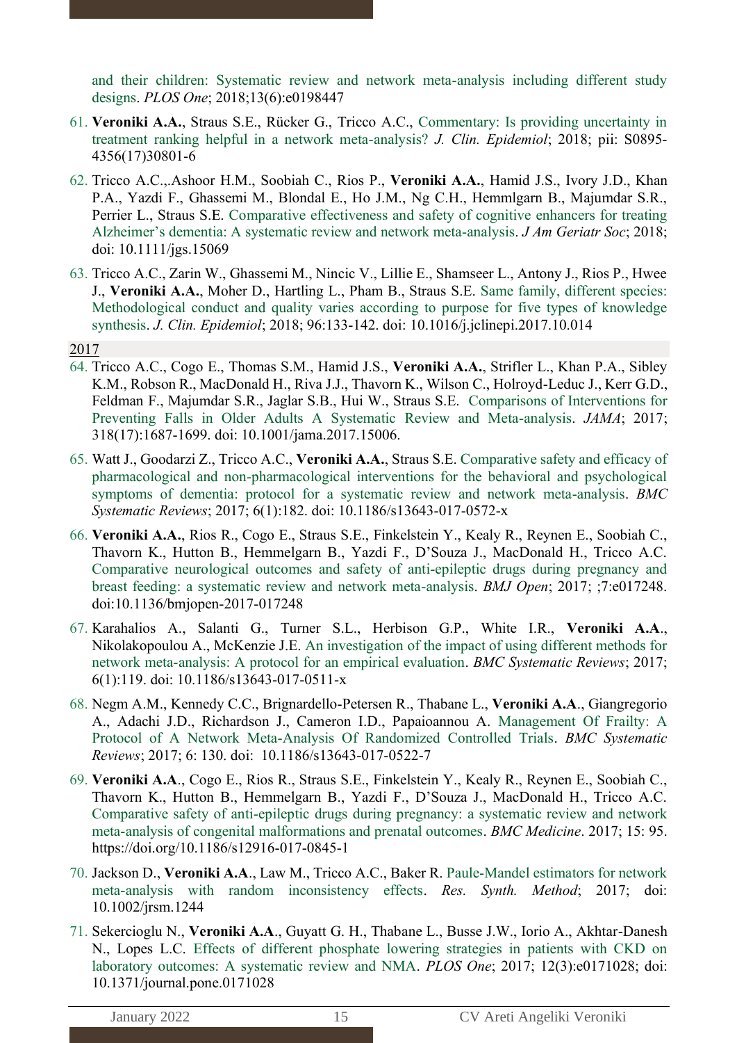and their children: Systematic review and network meta-analysis including different study designs. *PLOS One*; 2018;13(6):e0198447

61. **Veroniki A.A.**, Straus S.E., Rücker G., Tricco A.C., Commentary: Is providing uncertainty in treatment ranking helpful in a network meta-analysis? *J. Clin. Epidemiol*; 2018; pii: S0895-4356(17)30801-6

62. Tricco A.C.,.Ashoor H.M., Soobiah C., Rios P., **Veroniki A.A.**, Hamid J.S., Ivory J.D., Khan P.A., Yazdi F., Ghassemi M., Blondal E., Ho J.M., Ng C.H., Hemmlgarn B., Majumdar S.R., Perrier L., Straus S.E. Comparative effectiveness and safety of cognitive enhancers for treating Alzheimer's dementia: A systematic review and network meta-analysis. *J Am Geriatr Soc*; 2018; doi: 10.1111/jgs.15069

63. Tricco A.C., Zarin W., Ghassemi M., Nincic V., Lillie E., Shamseer L., Antony J., Rios P., Hwee J., **Veroniki A.A.**, Moher D., Hartling L., Pham B., Straus S.E. Same family, different species: Methodological conduct and quality varies according to purpose for five types of knowledge synthesis. *J. Clin. Epidemiol*; 2018; 96:133-142. doi: 10.1016/j.jclinepi.2017.10.014

2017

64. Tricco A.C., Cogo E., Thomas S.M., Hamid J.S., **Veroniki A.A.**, Strifler L., Khan P.A., Sibley K.M., Robson R., MacDonald H., Riva J.J., Thavorn K., Wilson C., Holroyd-Leduc J., Kerr G.D., Feldman F., Majumdar S.R., Jaglar S.B., Hui W., Straus S.E. Comparisons of Interventions for Preventing Falls in Older Adults A Systematic Review and Meta-analysis. *JAMA*; 2017; 318(17):1687-1699. doi: 10.1001/jama.2017.15006.

65. Watt J., Goodarzi Z., Tricco A.C., **Veroniki A.A.**, Straus S.E. Comparative safety and efficacy of pharmacological and non-pharmacological interventions for the behavioral and psychological symptoms of dementia: protocol for a systematic review and network meta-analysis. *BMC Systematic Reviews*; 2017; 6(1):182. doi: 10.1186/s13643-017-0572-x

66. **Veroniki A.A.**, Rios R., Cogo E., Straus S.E., Finkelstein Y., Kealy R., Reynen E., Soobiah C., Thavorn K., Hutton B., Hemmelgarn B., Yazdi F., D'Souza J., MacDonald H., Tricco A.C. Comparative neurological outcomes and safety of anti-epileptic drugs during pregnancy and breast feeding: a systematic review and network meta-analysis. *BMJ Open*; 2017; ;7:e017248. doi:10.1136/bmjopen-2017-017248

67. Karahalios A., Salanti G., Turner S.L., Herbison G.P., White I.R., **Veroniki A.A.**, Nikolakopoulou A., McKenzie J.E. An investigation of the impact of using different methods for network meta-analysis: A protocol for an empirical evaluation. *BMC Systematic Reviews*; 2017; 6(1):119. doi: 10.1186/s13643-017-0511-x

68. Negm A.M., Kennedy C.C., Brignardello-Petersen R., Thabane L., **Veroniki A.A.**, Giangregorio A., Adachi J.D., Richardson J., Cameron I.D., Papaioannou A. Management Of Frailty: A Protocol of A Network Meta-Analysis Of Randomized Controlled Trials. *BMC Systematic Reviews*; 2017; 6: 130. doi: 10.1186/s13643-017-0522-7

69. **Veroniki A.A.**, Cogo E., Rios R., Straus S.E., Finkelstein Y., Kealy R., Reynen E., Soobiah C., Thavorn K., Hutton B., Hemmelgarn B., Yazdi F., D'Souza J., MacDonald H., Tricco A.C. Comparative safety of anti-epileptic drugs during pregnancy: a systematic review and network meta-analysis of congenital malformations and prenatal outcomes. *BMC Medicine*. 2017; 15: 95. https://doi.org/10.1186/s12916-017-0845-1

70. Jackson D., **Veroniki A.A.**, Law M., Tricco A.C., Baker R. Paule-Mandel estimators for network meta-analysis with random inconsistency effects. *Res. Synth. Method*; 2017; doi: 10.1002/jrsm.1244

71. Sekercioglu N., **Veroniki A.A.**, Guyatt G. H., Thabane L., Busse J.W., Iorio A., Akhtar-Danesh N., Lopes L.C. Effects of different phosphate lowering strategies in patients with CKD on laboratory outcomes: A systematic review and NMA. *PLOS One*; 2017; 12(3):e0171028; doi: 10.1371/journal.pone.0171028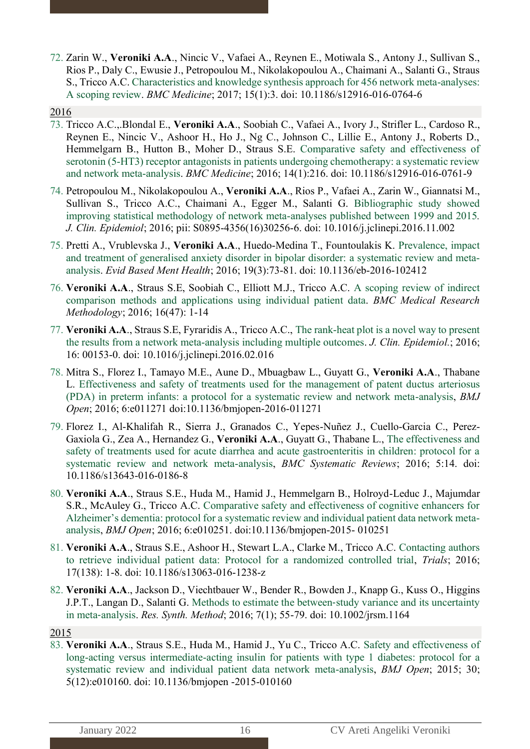72. Zarin W., **Veroniki A.A**., Nincic V., Vafaei A., Reynen E., Motiwala S., Antony J., Sullivan S., Rios P., Daly C., Ewusie J., Petropoulou M., Nikolakopoulou A., Chaimani A., Salanti G., Straus S., Tricco A.C. Characteristics and knowledge synthesis approach for 456 network meta-analyses: A scoping review. *BMC Medicine*; 2017; 15(1):3. doi: 10.1186/s12916-016-0764-6

2016

73. Tricco A.C.,.Blondal E., **Veroniki A.A**., Soobiah C., Vafaei A., Ivory J., Strifler L., Cardoso R., Reynen E., Nincic V., Ashoor H., Ho J., Ng C., Johnson C., Lillie E., Antony J., Roberts D., Hemmelgarn B., Hutton B., Moher D., Straus S.E. Comparative safety and effectiveness of serotonin (5-HT3) receptor antagonists in patients undergoing chemotherapy: a systematic review and network meta-analysis. *BMC Medicine*; 2016; 14(1):216. doi: 10.1186/s12916-016-0761-9

74. Petropoulou M., Nikolakopoulou A., **Veroniki A.A**., Rios P., Vafaei A., Zarin W., Giannatsi M., Sullivan S., Tricco A.C., Chaimani A., Egger M., Salanti G. Bibliographic study showed improving statistical methodology of network meta-analyses published between 1999 and 2015. *J. Clin. Epidemiol*; 2016; pii: S0895-4356(16)30256-6. doi: 10.1016/j.jclinepi.2016.11.002

75. Pretti A., Vrublevska J., **Veroniki A.A**., Huedo-Medina T., Fountoulakis K. Prevalence, impact and treatment of generalised anxiety disorder in bipolar disorder: a systematic review and meta-analysis. *Evid Based Ment Health*; 2016; 19(3):73-81. doi: 10.1136/eb-2016-102412

76. **Veroniki A.A**., Straus S.E, Soobiah C., Elliott M.J., Tricco A.C. A scoping review of indirect comparison methods and applications using individual patient data. *BMC Medical Research Methodology*; 2016; 16(47): 1-14

77. **Veroniki A.A**., Straus S.E, Fyraridis A., Tricco A.C., The rank-heat plot is a novel way to present the results from a network meta-analysis including multiple outcomes. *J. Clin. Epidemiol.*; 2016; 16: 00153-0. doi: 10.1016/j.jclinepi.2016.02.016

78. Mitra S., Florez I., Tamayo M.E., Aune D., Mbuagbaw L., Guyatt G., **Veroniki A.A**., Thabane L. Effectiveness and safety of treatments used for the management of patent ductus arteriosus (PDA) in preterm infants: a protocol for a systematic review and network meta-analysis, *BMJ Open*; 2016; 6:e011271 doi:10.1136/bmjopen-2016-011271

79. Florez I., Al-Khalifah R., Sierra J., Granados C., Yepes-Nuñez J., Cuello-Garcia C., Perez-Gaxiola G., Zea A., Hernandez G., **Veroniki A.A**., Guyatt G., Thabane L., The effectiveness and safety of treatments used for acute diarrhea and acute gastroenteritis in children: protocol for a systematic review and network meta-analysis, *BMC Systematic Reviews*; 2016; 5:14. doi: 10.1186/s13643-016-0186-8

80. **Veroniki A.A**., Straus S.E., Huda M., Hamid J., Hemmelgarn B., Holroyd-Leduc J., Majumdar S.R., McAuley G., Tricco A.C. Comparative safety and effectiveness of cognitive enhancers for Alzheimer's dementia: protocol for a systematic review and individual patient data network meta-analysis, *BMJ Open*; 2016; 6:e010251. doi:10.1136/bmjopen-2015- 010251

81. **Veroniki A.A**., Straus S.E., Ashoor H., Stewart L.A., Clarke M., Tricco A.C. Contacting authors to retrieve individual patient data: Protocol for a randomized controlled trial, *Trials*; 2016; 17(138): 1-8. doi: 10.1186/s13063-016-1238-z

82. **Veroniki A.A**., Jackson D., Viechtbauer W., Bender R., Bowden J., Knapp G., Kuss O., Higgins J.P.T., Langan D., Salanti G. Methods to estimate the between-study variance and its uncertainty in meta-analysis. *Res. Synth. Method*; 2016; 7(1); 55-79. doi: 10.1002/jrsm.1164

2015

83. **Veroniki A.A**., Straus S.E., Huda M., Hamid J., Yu C., Tricco A.C. Safety and effectiveness of long-acting versus intermediate-acting insulin for patients with type 1 diabetes: protocol for a systematic review and individual patient data network meta-analysis, *BMJ Open*; 2015; 30; 5(12):e010160. doi: 10.1136/bmjopen -2015-010160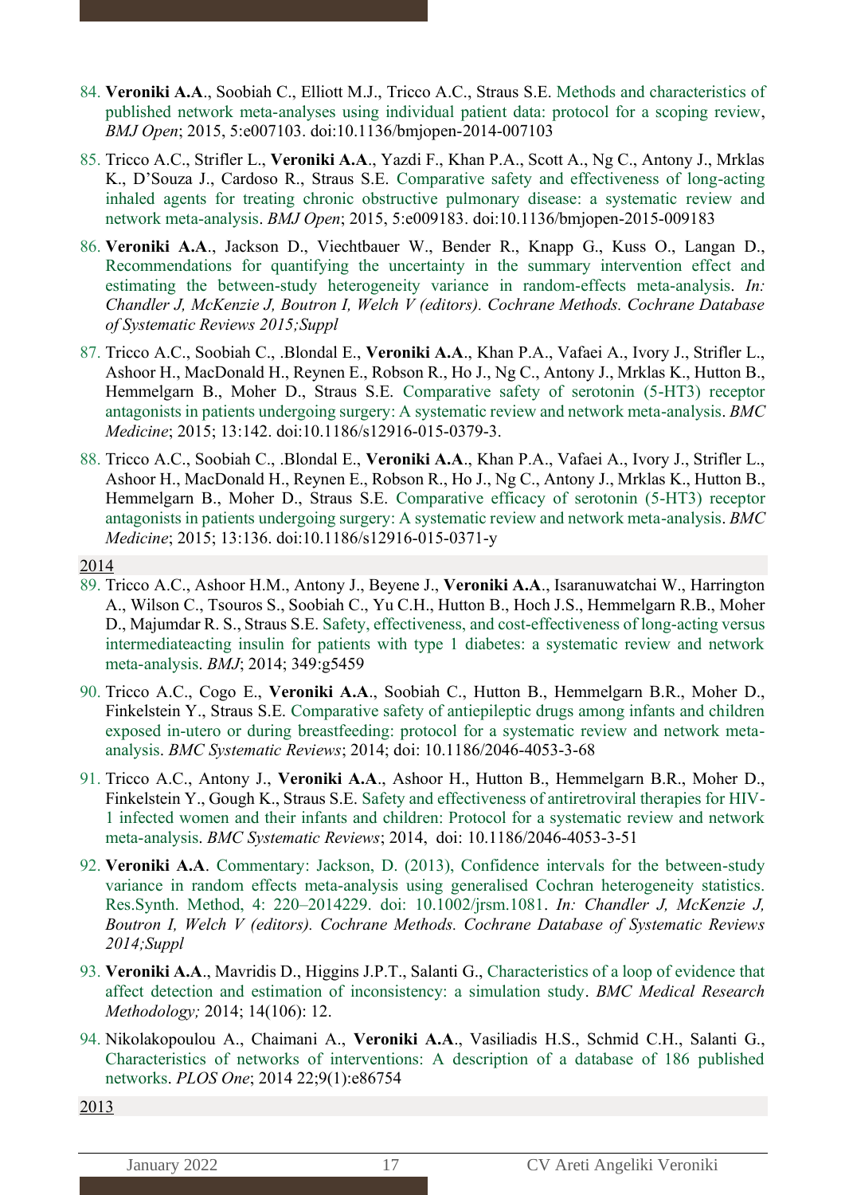84. **Veroniki A.A**., Soobiah C., Elliott M.J., Tricco A.C., Straus S.E. Methods and characteristics of published network meta-analyses using individual patient data: protocol for a scoping review, *BMJ Open*; 2015, 5:e007103. doi:10.1136/bmjopen-2014-007103

85. Tricco A.C., Strifler L., **Veroniki A.A**., Yazdi F., Khan P.A., Scott A., Ng C., Antony J., Mrklas K., D'Souza J., Cardoso R., Straus S.E. Comparative safety and effectiveness of long-acting inhaled agents for treating chronic obstructive pulmonary disease: a systematic review and network meta-analysis. *BMJ Open*; 2015, 5:e009183. doi:10.1136/bmjopen-2015-009183

86. **Veroniki A.A**., Jackson D., Viechtbauer W., Bender R., Knapp G., Kuss O., Langan D., Recommendations for quantifying the uncertainty in the summary intervention effect and estimating the between-study heterogeneity variance in random-effects meta-analysis. *In: Chandler J, McKenzie J, Boutron I, Welch V (editors). Cochrane Methods. Cochrane Database of Systematic Reviews 2015;Suppl*

87. Tricco A.C., Soobiah C., .Blondal E., **Veroniki A.A**., Khan P.A., Vafaei A., Ivory J., Strifler L., Ashoor H., MacDonald H., Reynen E., Robson R., Ho J., Ng C., Antony J., Mrklas K., Hutton B., Hemmelgarn B., Moher D., Straus S.E. Comparative safety of serotonin (5-HT3) receptor antagonists in patients undergoing surgery: A systematic review and network meta-analysis. *BMC Medicine*; 2015; 13:142. doi:10.1186/s12916-015-0379-3.

88. Tricco A.C., Soobiah C., .Blondal E., **Veroniki A.A**., Khan P.A., Vafaei A., Ivory J., Strifler L., Ashoor H., MacDonald H., Reynen E., Robson R., Ho J., Ng C., Antony J., Mrklas K., Hutton B., Hemmelgarn B., Moher D., Straus S.E. Comparative efficacy of serotonin (5-HT3) receptor antagonists in patients undergoing surgery: A systematic review and network meta-analysis. *BMC Medicine*; 2015; 13:136. doi:10.1186/s12916-015-0371-y

2014

89. Tricco A.C., Ashoor H.M., Antony J., Beyene J., **Veroniki A.A**., Isaranuwatchai W., Harrington A., Wilson C., Tsouros S., Soobiah C., Yu C.H., Hutton B., Hoch J.S., Hemmelgarn R.B., Moher D., Majumdar R. S., Straus S.E. Safety, effectiveness, and cost-effectiveness of long-acting versus intermediateacting insulin for patients with type 1 diabetes: a systematic review and network meta-analysis. *BMJ*; 2014; 349:g5459

90. Tricco A.C., Cogo E., **Veroniki A.A**., Soobiah C., Hutton B., Hemmelgarn B.R., Moher D., Finkelstein Y., Straus S.E. Comparative safety of antiepileptic drugs among infants and children exposed in-utero or during breastfeeding: protocol for a systematic review and network meta-analysis. *BMC Systematic Reviews*; 2014; doi: 10.1186/2046-4053-3-68

91. Tricco A.C., Antony J., **Veroniki A.A**., Ashoor H., Hutton B., Hemmelgarn B.R., Moher D., Finkelstein Y., Gough K., Straus S.E. Safety and effectiveness of antiretroviral therapies for HIV-1 infected women and their infants and children: Protocol for a systematic review and network meta-analysis. *BMC Systematic Reviews*; 2014, doi: 10.1186/2046-4053-3-51

92. **Veroniki A.A**. Commentary: Jackson, D. (2013), Confidence intervals for the between-study variance in random effects meta-analysis using generalised Cochran heterogeneity statistics. Res.Synth. Method, 4: 220–2014229. doi: 10.1002/jrsm.1081. *In: Chandler J, McKenzie J, Boutron I, Welch V (editors). Cochrane Methods. Cochrane Database of Systematic Reviews 2014;Suppl*

93. **Veroniki A.A**., Mavridis D., Higgins J.P.T., Salanti G., Characteristics of a loop of evidence that affect detection and estimation of inconsistency: a simulation study. *BMC Medical Research Methodology;* 2014; 14(106): 12.

94. Nikolakopoulou A., Chaimani A., **Veroniki A.A**., Vasiliadis H.S., Schmid C.H., Salanti G., Characteristics of networks of interventions: A description of a database of 186 published networks. *PLOS One*; 2014 22;9(1):e86754

2013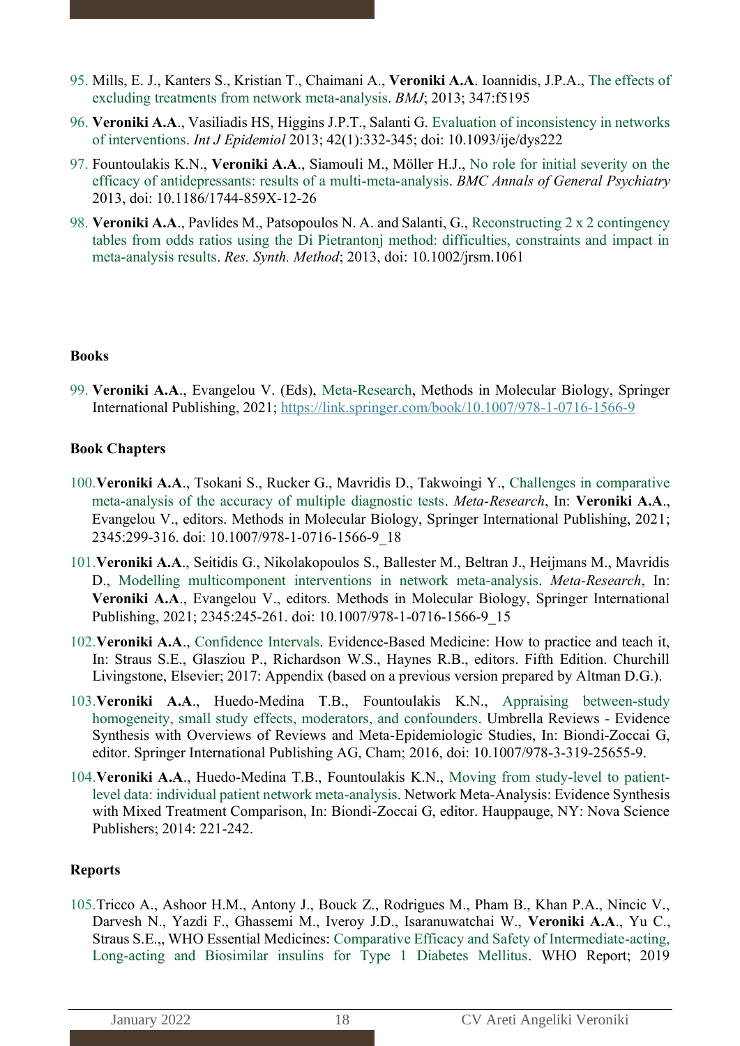95. Mills, E. J., Kanters S., Kristian T., Chaimani A., **Veroniki A.A**. Ioannidis, J.P.A., The effects of excluding treatments from network meta-analysis. *BMJ*; 2013; 347:f5195

96. **Veroniki A.A**., Vasiliadis HS, Higgins J.P.T., Salanti G. Evaluation of inconsistency in networks of interventions. *Int J Epidemiol* 2013; 42(1):332-345; doi: 10.1093/ije/dys222

97. Fountoulakis K.N., **Veroniki A.A**., Siamouli M., Möller H.J., No role for initial severity on the efficacy of antidepressants: results of a multi-meta-analysis. *BMC Annals of General Psychiatry* 2013, doi: 10.1186/1744-859X-12-26

98. **Veroniki A.A**., Pavlides M., Patsopoulos N. A. and Salanti, G., Reconstructing 2 x 2 contingency tables from odds ratios using the Di Pietrantonj method: difficulties, constraints and impact in meta-analysis results. *Res. Synth. Method*; 2013, doi: 10.1002/jrsm.1061

**Books**

99. **Veroniki A.A**., Evangelou V. (Eds), Meta-Research, Methods in Molecular Biology, Springer International Publishing, 2021; https://link.springer.com/book/10.1007/978-1-0716-1566-9

**Book Chapters**

100. **Veroniki A.A**., Tsokani S., Rucker G., Mavridis D., Takwoingi Y., Challenges in comparative meta-analysis of the accuracy of multiple diagnostic tests. *Meta-Research*, In: **Veroniki A.A**., Evangelou V., editors. Methods in Molecular Biology, Springer International Publishing, 2021; 2345:299-316. doi: 10.1007/978-1-0716-1566-9_18

101. **Veroniki A.A**., Seitidis G., Nikolakopoulos S., Ballester M., Beltran J., Heijmans M., Mavridis D., Modelling multicomponent interventions in network meta-analysis. *Meta-Research*, In: **Veroniki A.A**., Evangelou V., editors. Methods in Molecular Biology, Springer International Publishing, 2021; 2345:245-261. doi: 10.1007/978-1-0716-1566-9_15

102. **Veroniki A.A**., Confidence Intervals. Evidence-Based Medicine: How to practice and teach it, In: Straus S.E., Glasziou P., Richardson W.S., Haynes R.B., editors. Fifth Edition. Churchill Livingstone, Elsevier; 2017: Appendix (based on a previous version prepared by Altman D.G.).

103. **Veroniki A.A**., Huedo-Medina T.B., Fountoulakis K.N., Appraising between-study homogeneity, small study effects, moderators, and confounders. Umbrella Reviews - Evidence Synthesis with Overviews of Reviews and Meta-Epidemiologic Studies, In: Biondi-Zoccai G, editor. Springer International Publishing AG, Cham; 2016, doi: 10.1007/978-3-319-25655-9.

104. **Veroniki A.A**., Huedo-Medina T.B., Fountoulakis K.N., Moving from study-level to patient-level data: individual patient network meta-analysis. Network Meta-Analysis: Evidence Synthesis with Mixed Treatment Comparison, In: Biondi-Zoccai G, editor. Hauppauge, NY: Nova Science Publishers; 2014: 221-242.

**Reports**

105. Tricco A., Ashoor H.M., Antony J., Bouck Z., Rodrigues M., Pham B., Khan P.A., Nincic V., Darvesh N., Yazdi F., Ghassemi M., Iveroy J.D., Isaranuwatchai W., **Veroniki A.A**., Yu C., Straus S.E.,, WHO Essential Medicines: Comparative Efficacy and Safety of Intermediate-acting, Long-acting and Biosimilar insulins for Type 1 Diabetes Mellitus. WHO Report; 2019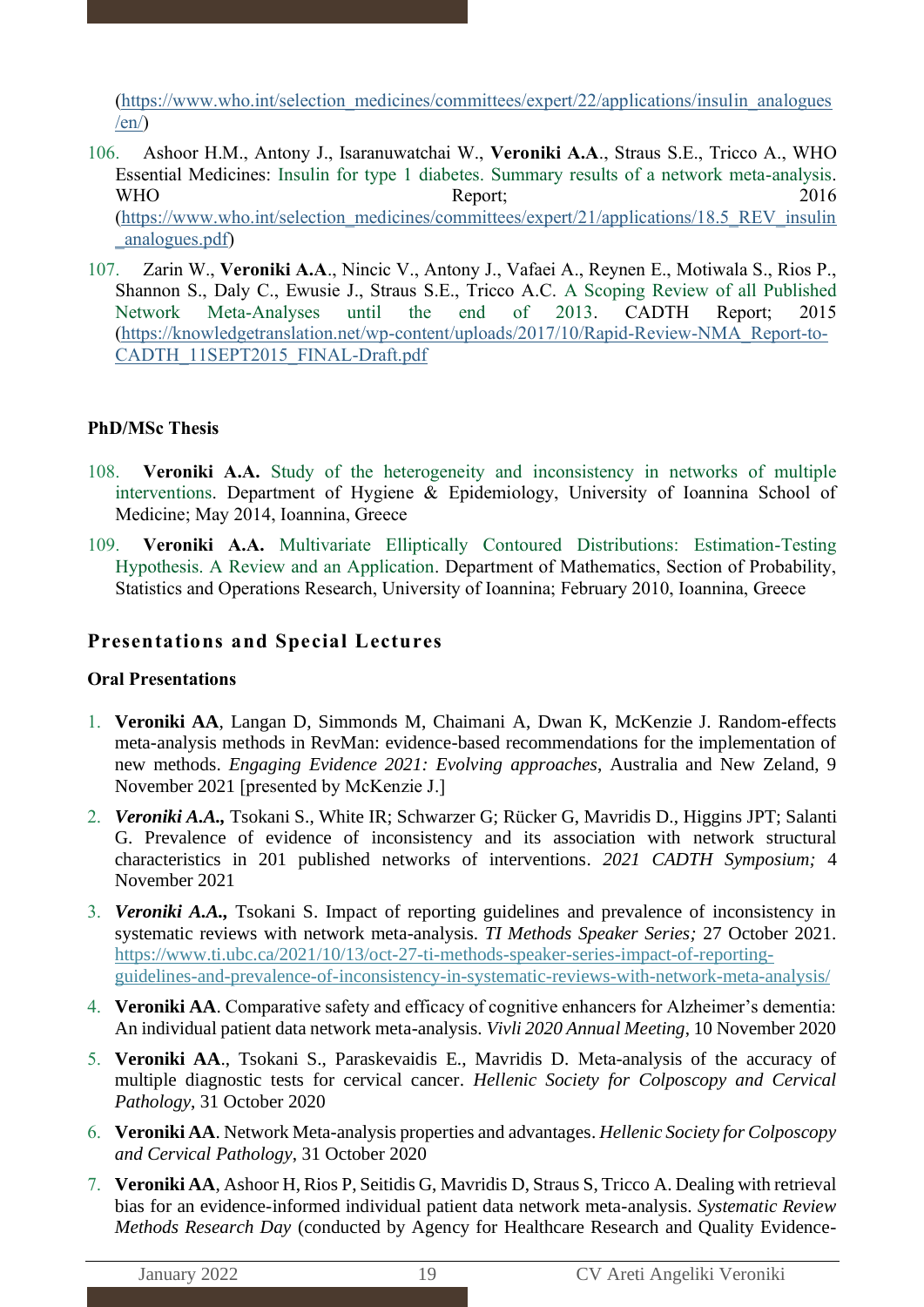(https://www.who.int/selection_medicines/committees/expert/22/applications/insulin_analogues/en/)

106. Ashoor H.M., Antony J., Isaranuwatchai W., **Veroniki A.A.**, Straus S.E., Tricco A., WHO Essential Medicines: Insulin for type 1 diabetes. Summary results of a network meta-analysis. WHO Report; 2016 (https://www.who.int/selection_medicines/committees/expert/21/applications/18.5_REV_insulin_analogues.pdf)

107. Zarin W., **Veroniki A.A.**, Nincic V., Antony J., Vafaei A., Reynen E., Motiwala S., Rios P., Shannon S., Daly C., Ewusie J., Straus S.E., Tricco A.C. A Scoping Review of all Published Network Meta-Analyses until the end of 2013. CADTH Report; 2015 (https://knowledgetranslation.net/wp-content/uploads/2017/10/Rapid-Review-NMA_Report-to-CADTH_11SEPT2015_FINAL-Draft.pdf

### PhD/MSc Thesis

108. **Veroniki A.A.** Study of the heterogeneity and inconsistency in networks of multiple interventions. Department of Hygiene & Epidemiology, University of Ioannina School of Medicine; May 2014, Ioannina, Greece

109. **Veroniki A.A.** Multivariate Elliptically Contoured Distributions: Estimation-Testing Hypothesis. A Review and an Application. Department of Mathematics, Section of Probability, Statistics and Operations Research, University of Ioannina; February 2010, Ioannina, Greece

## Presentations and Special Lectures

### Oral Presentations

1. **Veroniki AA**, Langan D, Simmonds M, Chaimani A, Dwan K, McKenzie J. Random-effects meta-analysis methods in RevMan: evidence-based recommendations for the implementation of new methods. *Engaging Evidence 2021: Evolving approaches*, Australia and New Zeland, 9 November 2021 [presented by McKenzie J.]
2. ***Veroniki A.A.,*** Tsokani S., White IR; Schwarzer G; Rücker G, Mavridis D., Higgins JPT; Salanti G. Prevalence of evidence of inconsistency and its association with network structural characteristics in 201 published networks of interventions. *2021 CADTH Symposium;* 4 November 2021
3. ***Veroniki A.A.,*** Tsokani S. Impact of reporting guidelines and prevalence of inconsistency in systematic reviews with network meta-analysis. *TI Methods Speaker Series;* 27 October 2021. https://www.ti.ubc.ca/2021/10/13/oct-27-ti-methods-speaker-series-impact-of-reporting-guidelines-and-prevalence-of-inconsistency-in-systematic-reviews-with-network-meta-analysis/
4. **Veroniki AA**. Comparative safety and efficacy of cognitive enhancers for Alzheimer's dementia: An individual patient data network meta-analysis. *Vivli 2020 Annual Meeting*, 10 November 2020
5. **Veroniki AA**., Tsokani S., Paraskevaidis E., Mavridis D. Meta-analysis of the accuracy of multiple diagnostic tests for cervical cancer. *Hellenic Society for Colposcopy and Cervical Pathology*, 31 October 2020
6. **Veroniki AA**. Network Meta-analysis properties and advantages. *Hellenic Society for Colposcopy and Cervical Pathology*, 31 October 2020
7. **Veroniki AA**, Ashoor H, Rios P, Seitidis G, Mavridis D, Straus S, Tricco A. Dealing with retrieval bias for an evidence-informed individual patient data network meta-analysis. *Systematic Review Methods Research Day* (conducted by Agency for Healthcare Research and Quality Evidence-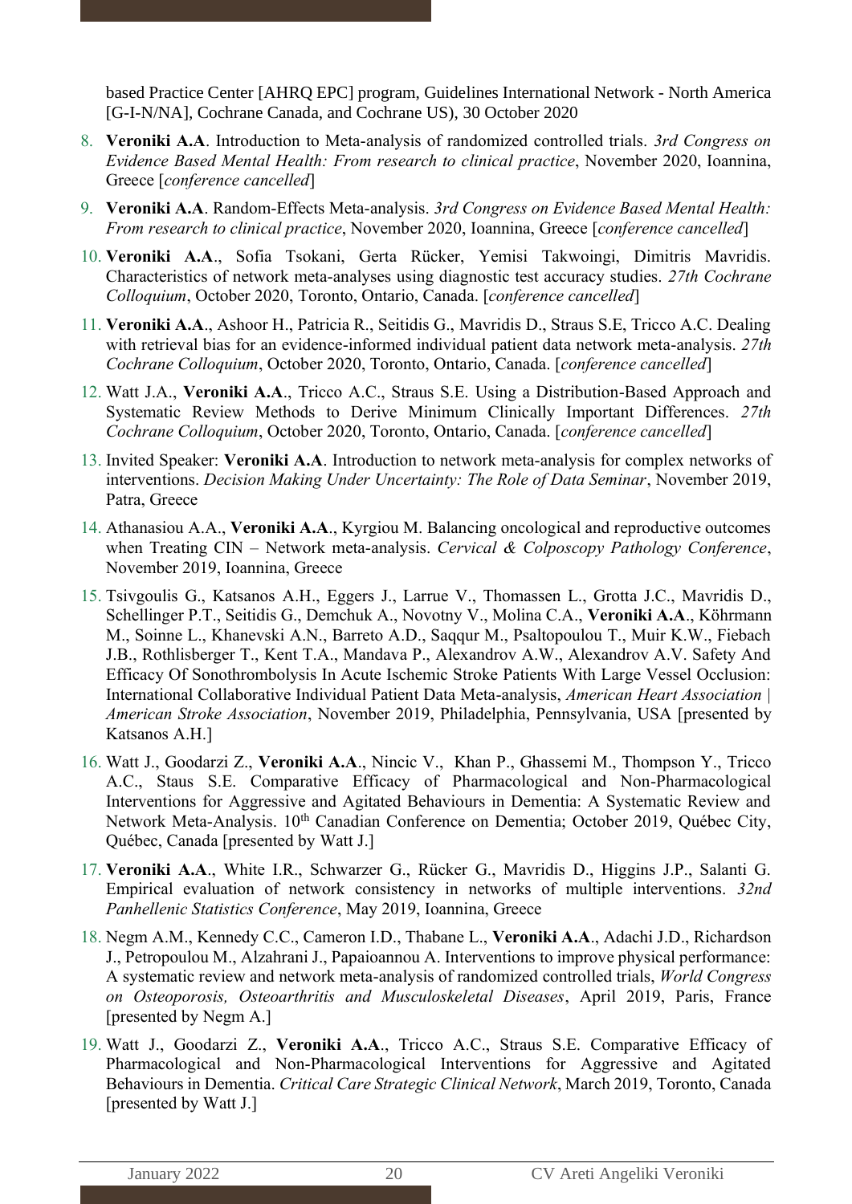based Practice Center [AHRQ EPC] program, Guidelines International Network - North America [G-I-N/NA], Cochrane Canada, and Cochrane US), 30 October 2020

8. **Veroniki A.A**. Introduction to Meta-analysis of randomized controlled trials. *3rd Congress on Evidence Based Mental Health: From research to clinical practice*, November 2020, Ioannina, Greece [*conference cancelled*]
9. **Veroniki A.A**. Random-Effects Meta-analysis. *3rd Congress on Evidence Based Mental Health: From research to clinical practice*, November 2020, Ioannina, Greece [*conference cancelled*]
10. **Veroniki A.A**., Sofia Tsokani, Gerta Rücker, Yemisi Takwoingi, Dimitris Mavridis. Characteristics of network meta-analyses using diagnostic test accuracy studies. *27th Cochrane Colloquium*, October 2020, Toronto, Ontario, Canada. [*conference cancelled*]
11. **Veroniki A.A**., Ashoor H., Patricia R., Seitidis G., Mavridis D., Straus S.E, Tricco A.C. Dealing with retrieval bias for an evidence-informed individual patient data network meta-analysis. *27th Cochrane Colloquium*, October 2020, Toronto, Ontario, Canada. [*conference cancelled*]
12. Watt J.A., **Veroniki A.A**., Tricco A.C., Straus S.E. Using a Distribution-Based Approach and Systematic Review Methods to Derive Minimum Clinically Important Differences. *27th Cochrane Colloquium*, October 2020, Toronto, Ontario, Canada. [*conference cancelled*]
13. Invited Speaker: **Veroniki A.A**. Introduction to network meta-analysis for complex networks of interventions. *Decision Making Under Uncertainty: The Role of Data Seminar*, November 2019, Patra, Greece
14. Athanasiou A.A., **Veroniki A.A**., Kyrgiou M. Balancing oncological and reproductive outcomes when Treating CIN – Network meta-analysis. *Cervical & Colposcopy Pathology Conference*, November 2019, Ioannina, Greece
15. Tsivgoulis G., Katsanos A.H., Eggers J., Larrue V., Thomassen L., Grotta J.C., Mavridis D., Schellinger P.T., Seitidis G., Demchuk A., Novotny V., Molina C.A., **Veroniki A.A**., Köhrmann M., Soinne L., Khanevski A.N., Barreto A.D., Saqqur M., Psaltopoulou T., Muir K.W., Fiebach J.B., Rothlisberger T., Kent T.A., Mandava P., Alexandrov A.W., Alexandrov A.V. Safety And Efficacy Of Sonothrombolysis In Acute Ischemic Stroke Patients With Large Vessel Occlusion: International Collaborative Individual Patient Data Meta-analysis, *American Heart Association | American Stroke Association*, November 2019, Philadelphia, Pennsylvania, USA [presented by Katsanos A.H.]
16. Watt J., Goodarzi Z., **Veroniki A.A**., Nincic V., Khan P., Ghassemi M., Thompson Y., Tricco A.C., Staus S.E. Comparative Efficacy of Pharmacological and Non-Pharmacological Interventions for Aggressive and Agitated Behaviours in Dementia: A Systematic Review and Network Meta-Analysis. 10th Canadian Conference on Dementia; October 2019, Québec City, Québec, Canada [presented by Watt J.]
17. **Veroniki A.A**., White I.R., Schwarzer G., Rücker G., Mavridis D., Higgins J.P., Salanti G. Empirical evaluation of network consistency in networks of multiple interventions. *32nd Panhellenic Statistics Conference*, May 2019, Ioannina, Greece
18. Negm A.M., Kennedy C.C., Cameron I.D., Thabane L., **Veroniki A.A**., Adachi J.D., Richardson J., Petropoulou M., Alzahrani J., Papaioannou A. Interventions to improve physical performance: A systematic review and network meta-analysis of randomized controlled trials, *World Congress on Osteoporosis, Osteoarthritis and Musculoskeletal Diseases*, April 2019, Paris, France [presented by Negm A.]
19. Watt J., Goodarzi Z., **Veroniki A.A**., Tricco A.C., Straus S.E. Comparative Efficacy of Pharmacological and Non-Pharmacological Interventions for Aggressive and Agitated Behaviours in Dementia. *Critical Care Strategic Clinical Network*, March 2019, Toronto, Canada [presented by Watt J.]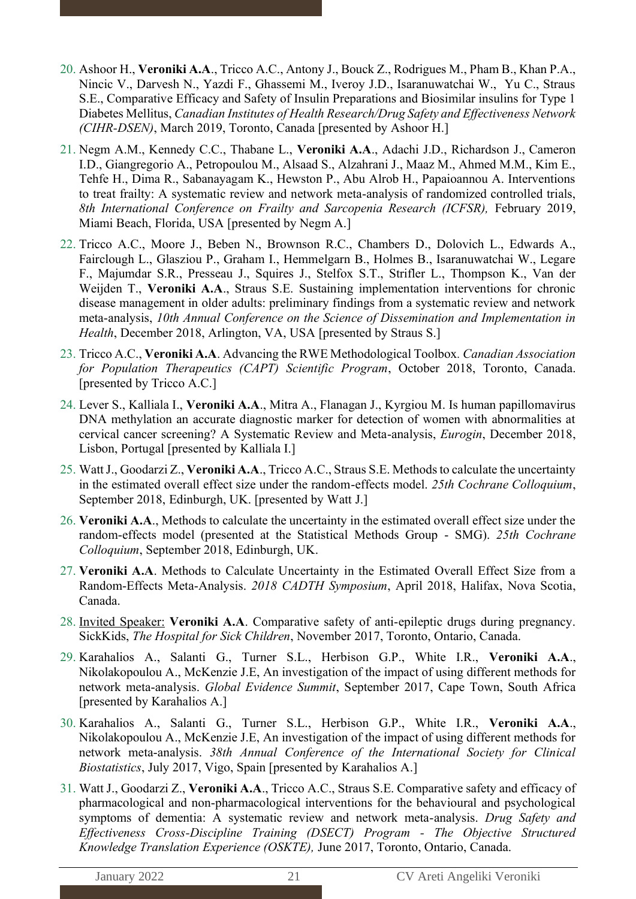20. Ashoor H., **Veroniki A.A**., Tricco A.C., Antony J., Bouck Z., Rodrigues M., Pham B., Khan P.A., Nincic V., Darvesh N., Yazdi F., Ghassemi M., Iveroy J.D., Isaranuwatchai W., Yu C., Straus S.E., Comparative Efficacy and Safety of Insulin Preparations and Biosimilar insulins for Type 1 Diabetes Mellitus, *Canadian Institutes of Health Research/Drug Safety and Effectiveness Network (CIHR-DSEN)*, March 2019, Toronto, Canada [presented by Ashoor H.]
21. Negm A.M., Kennedy C.C., Thabane L., **Veroniki A.A**., Adachi J.D., Richardson J., Cameron I.D., Giangregorio A., Petropoulou M., Alsaad S., Alzahrani J., Maaz M., Ahmed M.M., Kim E., Tehfe H., Dima R., Sabanayagam K., Hewston P., Abu Alrob H., Papaioannou A. Interventions to treat frailty: A systematic review and network meta-analysis of randomized controlled trials, *8th International Conference on Frailty and Sarcopenia Research (ICFSR),* February 2019, Miami Beach, Florida, USA [presented by Negm A.]
22. Tricco A.C., Moore J., Beben N., Brownson R.C., Chambers D., Dolovich L., Edwards A., Fairclough L., Glasziou P., Graham I., Hemmelgarn B., Holmes B., Isaranuwatchai W., Legare F., Majumdar S.R., Presseau J., Squires J., Stelfox S.T., Strifler L., Thompson K., Van der Weijden T., **Veroniki A.A**., Straus S.E. Sustaining implementation interventions for chronic disease management in older adults: preliminary findings from a systematic review and network meta-analysis, *10th Annual Conference on the Science of Dissemination and Implementation in Health*, December 2018, Arlington, VA, USA [presented by Straus S.]
23. Tricco A.C., **Veroniki A.A**. Advancing the RWE Methodological Toolbox. *Canadian Association for Population Therapeutics (CAPT) Scientific Program*, October 2018, Toronto, Canada. [presented by Tricco A.C.]
24. Lever S., Kalliala I., **Veroniki A.A**., Mitra A., Flanagan J., Kyrgiou M. Is human papillomavirus DNA methylation an accurate diagnostic marker for detection of women with abnormalities at cervical cancer screening? A Systematic Review and Meta-analysis, *Eurogin*, December 2018, Lisbon, Portugal [presented by Kalliala I.]
25. Watt J., Goodarzi Z., **Veroniki A.A**., Tricco A.C., Straus S.E. Methods to calculate the uncertainty in the estimated overall effect size under the random-effects model. *25th Cochrane Colloquium*, September 2018, Edinburgh, UK. [presented by Watt J.]
26. **Veroniki A.A**., Methods to calculate the uncertainty in the estimated overall effect size under the random-effects model (presented at the Statistical Methods Group - SMG). *25th Cochrane Colloquium*, September 2018, Edinburgh, UK.
27. **Veroniki A.A**. Methods to Calculate Uncertainty in the Estimated Overall Effect Size from a Random-Effects Meta-Analysis. *2018 CADTH Symposium*, April 2018, Halifax, Nova Scotia, Canada.
28. <u>Invited Speaker:</u> **Veroniki A.A**. Comparative safety of anti-epileptic drugs during pregnancy. SickKids, *The Hospital for Sick Children*, November 2017, Toronto, Ontario, Canada.
29. Karahalios A., Salanti G., Turner S.L., Herbison G.P., White I.R., **Veroniki A.A**., Nikolakopoulou A., McKenzie J.E, An investigation of the impact of using different methods for network meta-analysis. *Global Evidence Summit*, September 2017, Cape Town, South Africa [presented by Karahalios A.]
30. Karahalios A., Salanti G., Turner S.L., Herbison G.P., White I.R., **Veroniki A.A**., Nikolakopoulou A., McKenzie J.E, An investigation of the impact of using different methods for network meta-analysis. *38th Annual Conference of the International Society for Clinical Biostatistics*, July 2017, Vigo, Spain [presented by Karahalios A.]
31. Watt J., Goodarzi Z., **Veroniki A.A**., Tricco A.C., Straus S.E. Comparative safety and efficacy of pharmacological and non-pharmacological interventions for the behavioural and psychological symptoms of dementia: A systematic review and network meta-analysis. *Drug Safety and Effectiveness Cross-Discipline Training (DSECT) Program - The Objective Structured Knowledge Translation Experience (OSKTE),* June 2017, Toronto, Ontario, Canada.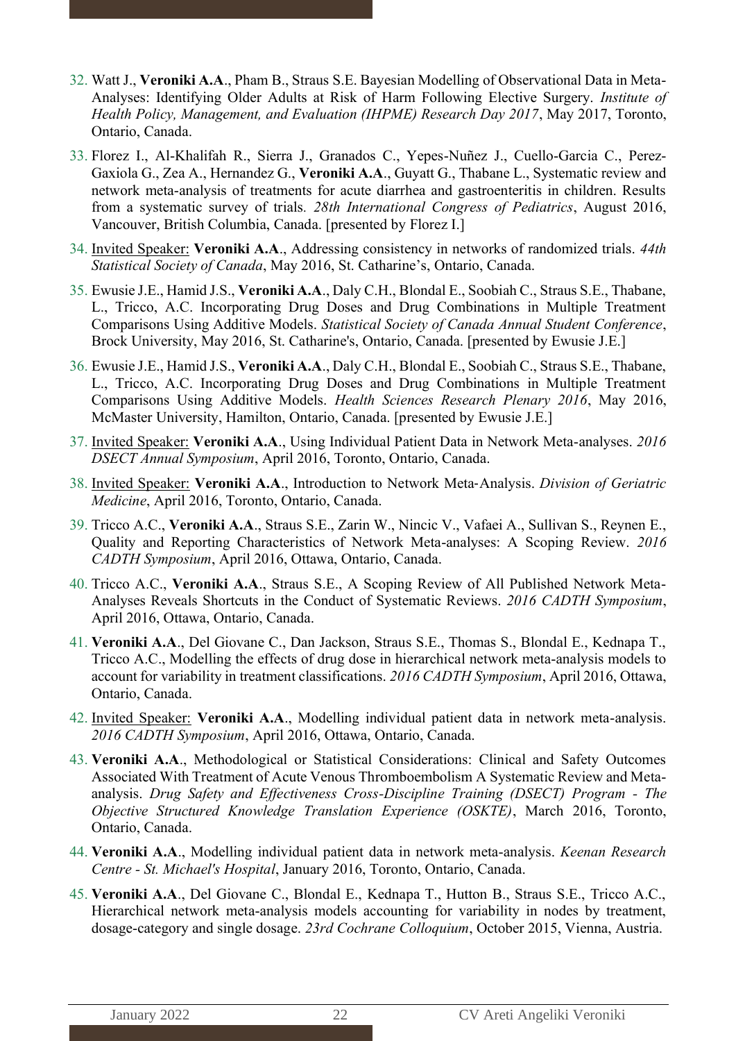32. Watt J., **Veroniki A.A**., Pham B., Straus S.E. Bayesian Modelling of Observational Data in Meta-Analyses: Identifying Older Adults at Risk of Harm Following Elective Surgery. *Institute of Health Policy, Management, and Evaluation (IHPME) Research Day 2017*, May 2017, Toronto, Ontario, Canada.
33. Florez I., Al-Khalifah R., Sierra J., Granados C., Yepes-Nuñez J., Cuello-Garcia C., Perez-Gaxiola G., Zea A., Hernandez G., **Veroniki A.A**., Guyatt G., Thabane L., Systematic review and network meta-analysis of treatments for acute diarrhea and gastroenteritis in children. Results from a systematic survey of trials*. 28th International Congress of Pediatrics*, August 2016, Vancouver, British Columbia, Canada. [presented by Florez I.]
34. <u>Invited Speaker:</u> **Veroniki A.A**., Addressing consistency in networks of randomized trials. *44th Statistical Society of Canada*, May 2016, St. Catharine's, Ontario, Canada.
35. Ewusie J.E., Hamid J.S., **Veroniki A.A**., Daly C.H., Blondal E., Soobiah C., Straus S.E., Thabane, L., Tricco, A.C. Incorporating Drug Doses and Drug Combinations in Multiple Treatment Comparisons Using Additive Models. *Statistical Society of Canada Annual Student Conference*, Brock University, May 2016, St. Catharine's, Ontario, Canada. [presented by Ewusie J.E.]
36. Ewusie J.E., Hamid J.S., **Veroniki A.A**., Daly C.H., Blondal E., Soobiah C., Straus S.E., Thabane, L., Tricco, A.C. Incorporating Drug Doses and Drug Combinations in Multiple Treatment Comparisons Using Additive Models. *Health Sciences Research Plenary 2016*, May 2016, McMaster University, Hamilton, Ontario, Canada. [presented by Ewusie J.E.]
37. <u>Invited Speaker:</u> **Veroniki A.A**., Using Individual Patient Data in Network Meta-analyses. *2016 DSECT Annual Symposium*, April 2016, Toronto, Ontario, Canada.
38. <u>Invited Speaker:</u> **Veroniki A.A**., Introduction to Network Meta-Analysis. *Division of Geriatric Medicine*, April 2016, Toronto, Ontario, Canada.
39. Tricco A.C., **Veroniki A.A**., Straus S.E., Zarin W., Nincic V., Vafaei A., Sullivan S., Reynen E., Quality and Reporting Characteristics of Network Meta-analyses: A Scoping Review. *2016 CADTH Symposium*, April 2016, Ottawa, Ontario, Canada.
40. Tricco A.C., **Veroniki A.A**., Straus S.E., A Scoping Review of All Published Network Meta-Analyses Reveals Shortcuts in the Conduct of Systematic Reviews. *2016 CADTH Symposium*, April 2016, Ottawa, Ontario, Canada.
41. **Veroniki A.A**., Del Giovane C., Dan Jackson, Straus S.E., Thomas S., Blondal E., Kednapa T., Tricco A.C., Modelling the effects of drug dose in hierarchical network meta-analysis models to account for variability in treatment classifications. *2016 CADTH Symposium*, April 2016, Ottawa, Ontario, Canada.
42. <u>Invited Speaker:</u> **Veroniki A.A**., Modelling individual patient data in network meta-analysis. *2016 CADTH Symposium*, April 2016, Ottawa, Ontario, Canada.
43. **Veroniki A.A**., Methodological or Statistical Considerations: Clinical and Safety Outcomes Associated With Treatment of Acute Venous Thromboembolism A Systematic Review and Meta-analysis. *Drug Safety and Effectiveness Cross-Discipline Training (DSECT) Program - The Objective Structured Knowledge Translation Experience (OSKTE)*, March 2016, Toronto, Ontario, Canada.
44. **Veroniki A.A**., Modelling individual patient data in network meta-analysis. *Keenan Research Centre - St. Michael's Hospital*, January 2016, Toronto, Ontario, Canada.
45. **Veroniki A.A**., Del Giovane C., Blondal E., Kednapa T., Hutton B., Straus S.E., Tricco A.C., Hierarchical network meta-analysis models accounting for variability in nodes by treatment, dosage-category and single dosage. *23rd Cochrane Colloquium*, October 2015, Vienna, Austria.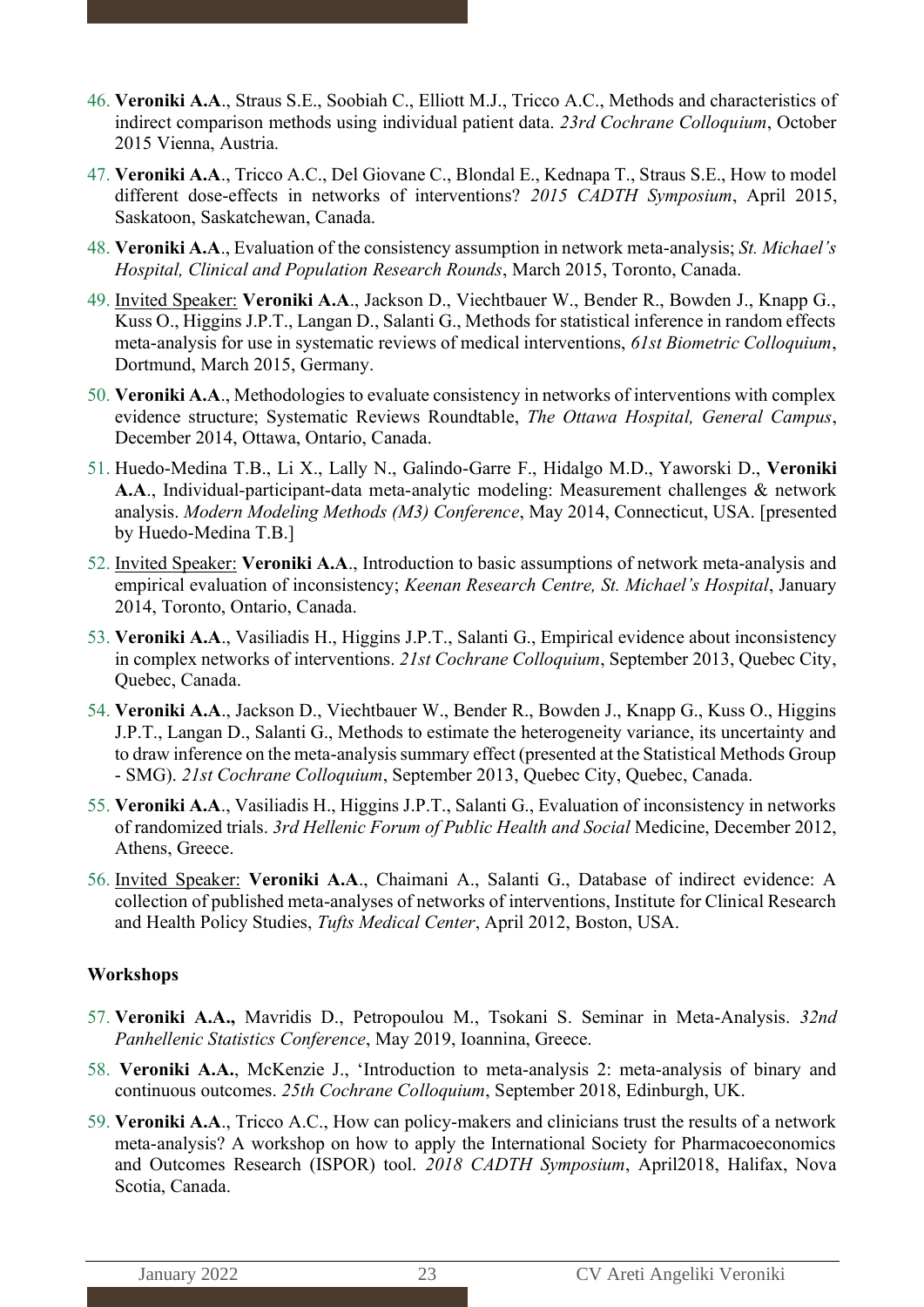46. **Veroniki A.A**., Straus S.E., Soobiah C., Elliott M.J., Tricco A.C., Methods and characteristics of indirect comparison methods using individual patient data. *23rd Cochrane Colloquium*, October 2015 Vienna, Austria.
47. **Veroniki A.A**., Tricco A.C., Del Giovane C., Blondal E., Kednapa T., Straus S.E., How to model different dose-effects in networks of interventions? *2015 CADTH Symposium*, April 2015, Saskatoon, Saskatchewan, Canada.
48. **Veroniki A.A**., Evaluation of the consistency assumption in network meta-analysis; *St. Michael's Hospital, Clinical and Population Research Rounds*, March 2015, Toronto, Canada.
49. Invited Speaker: **Veroniki A.A**., Jackson D., Viechtbauer W., Bender R., Bowden J., Knapp G., Kuss O., Higgins J.P.T., Langan D., Salanti G., Methods for statistical inference in random effects meta-analysis for use in systematic reviews of medical interventions, *61st Biometric Colloquium*, Dortmund, March 2015, Germany.
50. **Veroniki A.A**., Methodologies to evaluate consistency in networks of interventions with complex evidence structure; Systematic Reviews Roundtable, *The Ottawa Hospital, General Campus*, December 2014, Ottawa, Ontario, Canada.
51. Huedo-Medina T.B., Li X., Lally N., Galindo-Garre F., Hidalgo M.D., Yaworski D., **Veroniki A.A**., Individual-participant-data meta-analytic modeling: Measurement challenges & network analysis. *Modern Modeling Methods (M3) Conference*, May 2014, Connecticut, USA. [presented by Huedo-Medina T.B.]
52. Invited Speaker: **Veroniki A.A**., Introduction to basic assumptions of network meta-analysis and empirical evaluation of inconsistency; *Keenan Research Centre, St. Michael's Hospital*, January 2014, Toronto, Ontario, Canada.
53. **Veroniki A.A**., Vasiliadis H., Higgins J.P.T., Salanti G., Empirical evidence about inconsistency in complex networks of interventions. *21st Cochrane Colloquium*, September 2013, Quebec City, Quebec, Canada.
54. **Veroniki A.A**., Jackson D., Viechtbauer W., Bender R., Bowden J., Knapp G., Kuss O., Higgins J.P.T., Langan D., Salanti G., Methods to estimate the heterogeneity variance, its uncertainty and to draw inference on the meta-analysis summary effect (presented at the Statistical Methods Group - SMG). *21st Cochrane Colloquium*, September 2013, Quebec City, Quebec, Canada.
55. **Veroniki A.A**., Vasiliadis H., Higgins J.P.T., Salanti G., Evaluation of inconsistency in networks of randomized trials. *3rd Hellenic Forum of Public Health and Social* Medicine, December 2012, Athens, Greece.
56. Invited Speaker: **Veroniki A.A**., Chaimani A., Salanti G., Database of indirect evidence: A collection of published meta-analyses of networks of interventions, Institute for Clinical Research and Health Policy Studies, *Tufts Medical Center*, April 2012, Boston, USA.

**Workshops**

57. **Veroniki A.A.,** Mavridis D., Petropoulou M., Tsokani S. Seminar in Meta-Analysis. *32nd Panhellenic Statistics Conference*, May 2019, Ioannina, Greece.
58. **Veroniki A.A.**, McKenzie J., 'Introduction to meta-analysis 2: meta-analysis of binary and continuous outcomes. *25th Cochrane Colloquium*, September 2018, Edinburgh, UK.
59. **Veroniki A.A**., Tricco A.C., How can policy-makers and clinicians trust the results of a network meta-analysis? A workshop on how to apply the International Society for Pharmacoeconomics and Outcomes Research (ISPOR) tool. *2018 CADTH Symposium*, April2018, Halifax, Nova Scotia, Canada.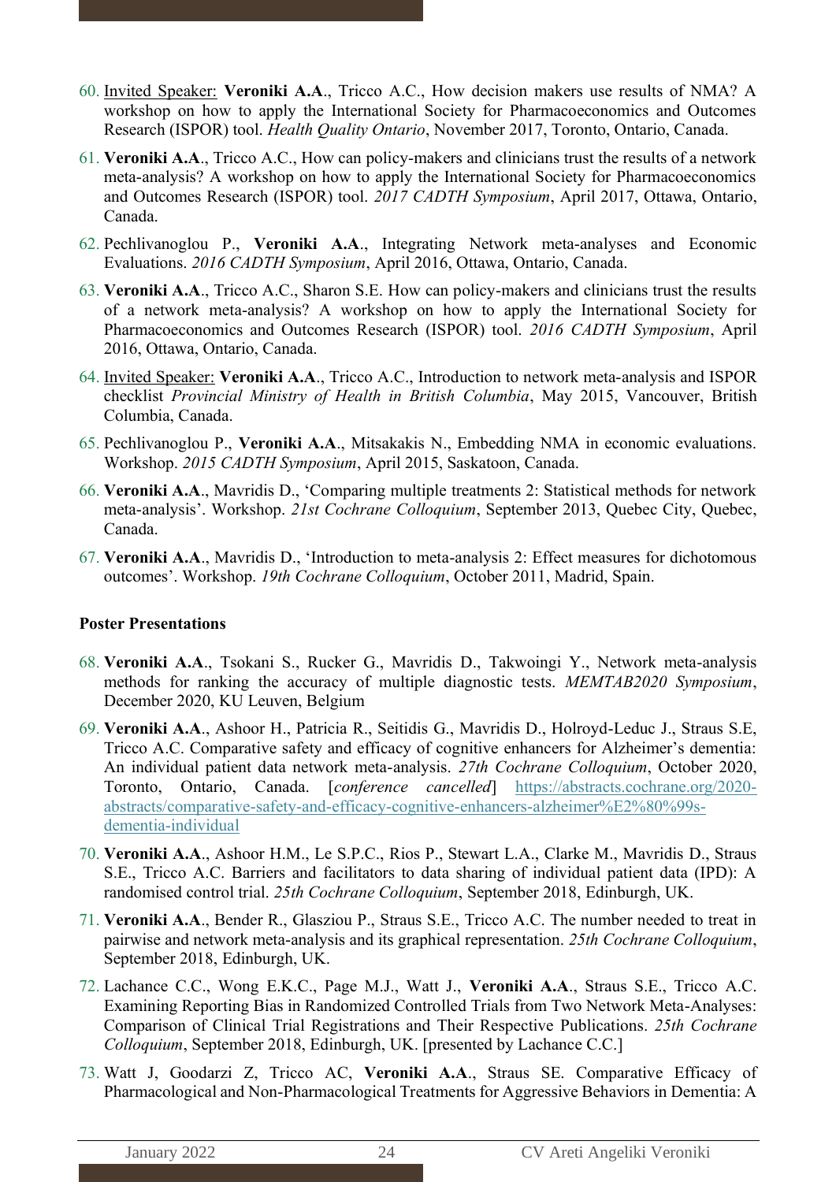60. <u>Invited Speaker:</u> **Veroniki A.A**., Tricco A.C., How decision makers use results of NMA? A workshop on how to apply the International Society for Pharmacoeconomics and Outcomes Research (ISPOR) tool. *Health Quality Ontario*, November 2017, Toronto, Ontario, Canada.
61. **Veroniki A.A**., Tricco A.C., How can policy-makers and clinicians trust the results of a network meta-analysis? A workshop on how to apply the International Society for Pharmacoeconomics and Outcomes Research (ISPOR) tool. *2017 CADTH Symposium*, April 2017, Ottawa, Ontario, Canada.
62. Pechlivanoglou P., **Veroniki A.A**., Integrating Network meta-analyses and Economic Evaluations. *2016 CADTH Symposium*, April 2016, Ottawa, Ontario, Canada.
63. **Veroniki A.A**., Tricco A.C., Sharon S.E. How can policy-makers and clinicians trust the results of a network meta-analysis? A workshop on how to apply the International Society for Pharmacoeconomics and Outcomes Research (ISPOR) tool. *2016 CADTH Symposium*, April 2016, Ottawa, Ontario, Canada.
64. <u>Invited Speaker:</u> **Veroniki A.A**., Tricco A.C., Introduction to network meta-analysis and ISPOR checklist *Provincial Ministry of Health in British Columbia*, May 2015, Vancouver, British Columbia, Canada.
65. Pechlivanoglou P., **Veroniki A.A**., Mitsakakis N., Embedding NMA in economic evaluations. Workshop. *2015 CADTH Symposium*, April 2015, Saskatoon, Canada.
66. **Veroniki A.A**., Mavridis D., 'Comparing multiple treatments 2: Statistical methods for network meta-analysis'. Workshop. *21st Cochrane Colloquium*, September 2013, Quebec City, Quebec, Canada.
67. **Veroniki A.A**., Mavridis D., 'Introduction to meta-analysis 2: Effect measures for dichotomous outcomes'. Workshop. *19th Cochrane Colloquium*, October 2011, Madrid, Spain.

**Poster Presentations**

68. **Veroniki A.A**., Tsokani S., Rucker G., Mavridis D., Takwoingi Y., Network meta-analysis methods for ranking the accuracy of multiple diagnostic tests. *MEMTAB2020 Symposium*, December 2020, KU Leuven, Belgium
69. **Veroniki A.A**., Ashoor H., Patricia R., Seitidis G., Mavridis D., Holroyd-Leduc J., Straus S.E, Tricco A.C. Comparative safety and efficacy of cognitive enhancers for Alzheimer's dementia: An individual patient data network meta-analysis. *27th Cochrane Colloquium*, October 2020, Toronto, Ontario, Canada. [*conference cancelled*] https://abstracts.cochrane.org/2020-abstracts/comparative-safety-and-efficacy-cognitive-enhancers-alzheimer%E2%80%99s-dementia-individual
70. **Veroniki A.A**., Ashoor H.M., Le S.P.C., Rios P., Stewart L.A., Clarke M., Mavridis D., Straus S.E., Tricco A.C. Barriers and facilitators to data sharing of individual patient data (IPD): A randomised control trial. *25th Cochrane Colloquium*, September 2018, Edinburgh, UK.
71. **Veroniki A.A**., Bender R., Glasziou P., Straus S.E., Tricco A.C. The number needed to treat in pairwise and network meta-analysis and its graphical representation. *25th Cochrane Colloquium*, September 2018, Edinburgh, UK.
72. Lachance C.C., Wong E.K.C., Page M.J., Watt J., **Veroniki A.A**., Straus S.E., Tricco A.C. Examining Reporting Bias in Randomized Controlled Trials from Two Network Meta-Analyses: Comparison of Clinical Trial Registrations and Their Respective Publications. *25th Cochrane Colloquium*, September 2018, Edinburgh, UK. [presented by Lachance C.C.]
73. Watt J, Goodarzi Z, Tricco AC, **Veroniki A.A**., Straus SE. Comparative Efficacy of Pharmacological and Non-Pharmacological Treatments for Aggressive Behaviors in Dementia: A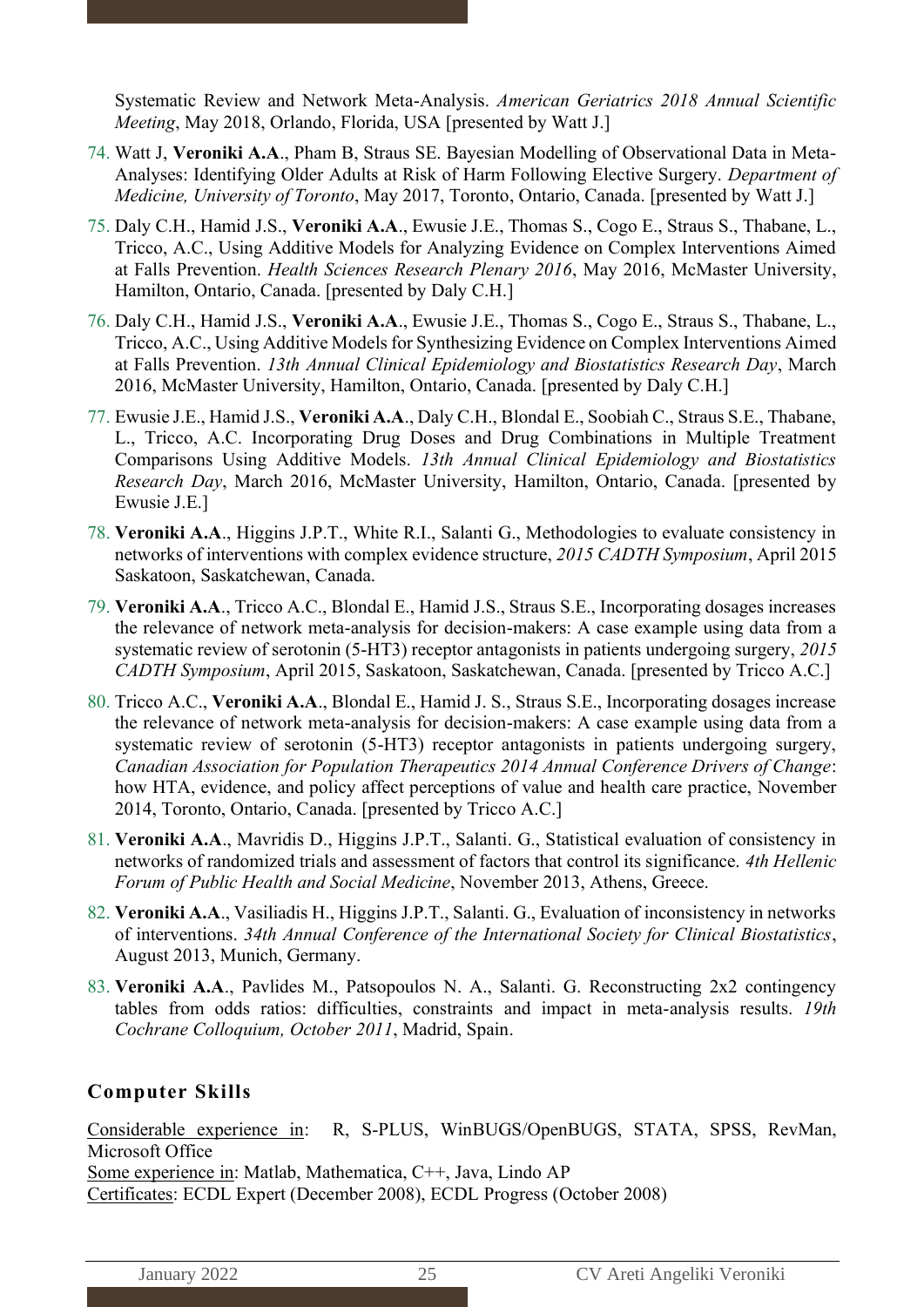Systematic Review and Network Meta-Analysis. *American Geriatrics 2018 Annual Scientific Meeting*, May 2018, Orlando, Florida, USA [presented by Watt J.]

74. Watt J, **Veroniki A.A**., Pham B, Straus SE. Bayesian Modelling of Observational Data in Meta-Analyses: Identifying Older Adults at Risk of Harm Following Elective Surgery. *Department of Medicine, University of Toronto*, May 2017, Toronto, Ontario, Canada. [presented by Watt J.]
75. Daly C.H., Hamid J.S., **Veroniki A.A**., Ewusie J.E., Thomas S., Cogo E., Straus S., Thabane, L., Tricco, A.C., Using Additive Models for Analyzing Evidence on Complex Interventions Aimed at Falls Prevention. *Health Sciences Research Plenary 2016*, May 2016, McMaster University, Hamilton, Ontario, Canada. [presented by Daly C.H.]
76. Daly C.H., Hamid J.S., **Veroniki A.A**., Ewusie J.E., Thomas S., Cogo E., Straus S., Thabane, L., Tricco, A.C., Using Additive Models for Synthesizing Evidence on Complex Interventions Aimed at Falls Prevention. *13th Annual Clinical Epidemiology and Biostatistics Research Day*, March 2016, McMaster University, Hamilton, Ontario, Canada. [presented by Daly C.H.]
77. Ewusie J.E., Hamid J.S., **Veroniki A.A**., Daly C.H., Blondal E., Soobiah C., Straus S.E., Thabane, L., Tricco, A.C. Incorporating Drug Doses and Drug Combinations in Multiple Treatment Comparisons Using Additive Models. *13th Annual Clinical Epidemiology and Biostatistics Research Day*, March 2016, McMaster University, Hamilton, Ontario, Canada. [presented by Ewusie J.E.]
78. **Veroniki A.A**., Higgins J.P.T., White R.I., Salanti G., Methodologies to evaluate consistency in networks of interventions with complex evidence structure, *2015 CADTH Symposium*, April 2015 Saskatoon, Saskatchewan, Canada.
79. **Veroniki A.A**., Tricco A.C., Blondal E., Hamid J.S., Straus S.E., Incorporating dosages increases the relevance of network meta-analysis for decision-makers: A case example using data from a systematic review of serotonin (5-HT3) receptor antagonists in patients undergoing surgery, *2015 CADTH Symposium*, April 2015, Saskatoon, Saskatchewan, Canada. [presented by Tricco A.C.]
80. Tricco A.C., **Veroniki A.A**., Blondal E., Hamid J. S., Straus S.E., Incorporating dosages increase the relevance of network meta-analysis for decision-makers: A case example using data from a systematic review of serotonin (5-HT3) receptor antagonists in patients undergoing surgery, *Canadian Association for Population Therapeutics 2014 Annual Conference Drivers of Change*: how HTA, evidence, and policy affect perceptions of value and health care practice, November 2014, Toronto, Ontario, Canada. [presented by Tricco A.C.]
81. **Veroniki A.A**., Mavridis D., Higgins J.P.T., Salanti. G., Statistical evaluation of consistency in networks of randomized trials and assessment of factors that control its significance. *4th Hellenic Forum of Public Health and Social Medicine*, November 2013, Athens, Greece.
82. **Veroniki A.A**., Vasiliadis H., Higgins J.P.T., Salanti. G., Evaluation of inconsistency in networks of interventions. *34th Annual Conference of the International Society for Clinical Biostatistics*, August 2013, Munich, Germany.
83. **Veroniki A.A**., Pavlides M., Patsopoulos N. A., Salanti. G. Reconstructing 2x2 contingency tables from odds ratios: difficulties, constraints and impact in meta-analysis results. *19th Cochrane Colloquium, October 2011*, Madrid, Spain.

## Computer Skills

Considerable experience in: R, S-PLUS, WinBUGS/OpenBUGS, STATA, SPSS, RevMan, Microsoft Office
Some experience in: Matlab, Mathematica, C++, Java, Lindo AP
Certificates: ECDL Expert (December 2008), ECDL Progress (October 2008)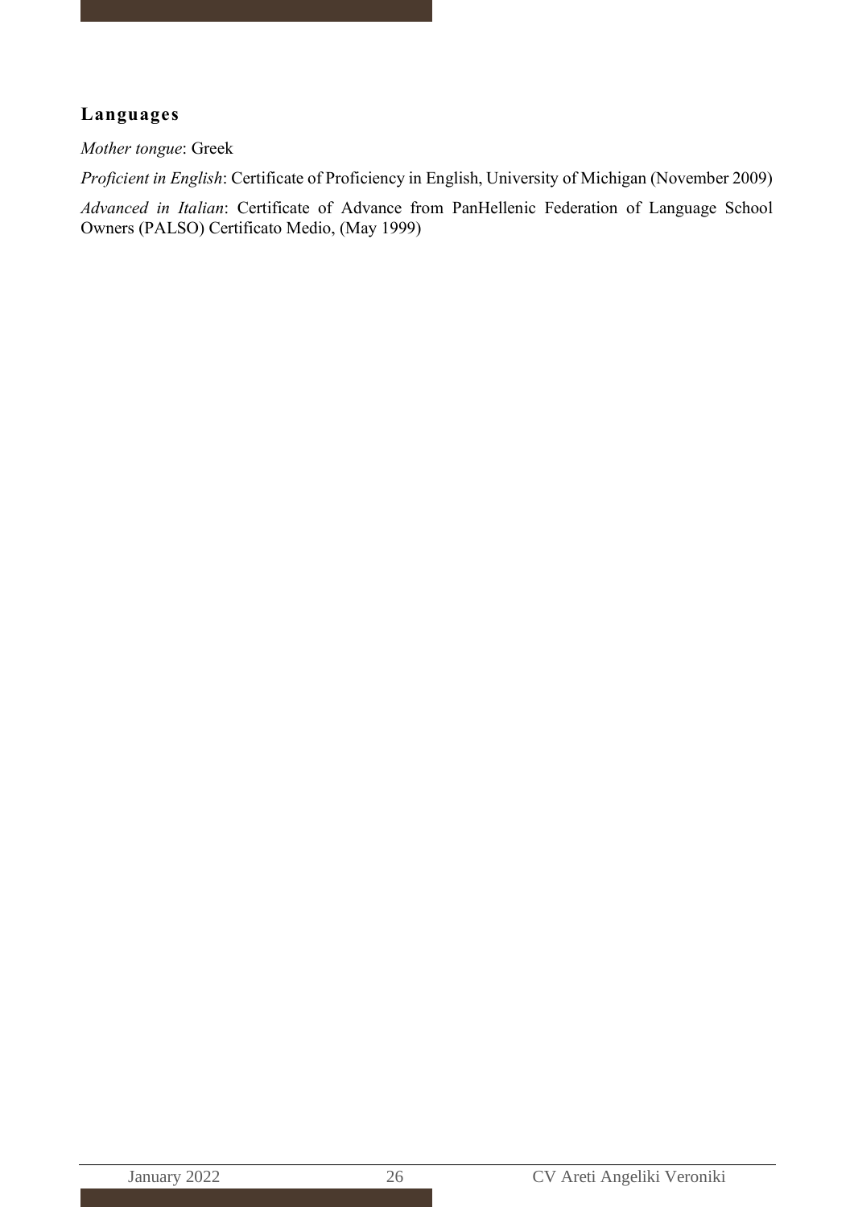## Languages

*Mother tongue*: Greek

*Proficient in English*: Certificate of Proficiency in English, University of Michigan (November 2009)

*Advanced in Italian*: Certificate of Advance from PanHellenic Federation of Language School Owners (PALSO) Certificato Medio, (May 1999)